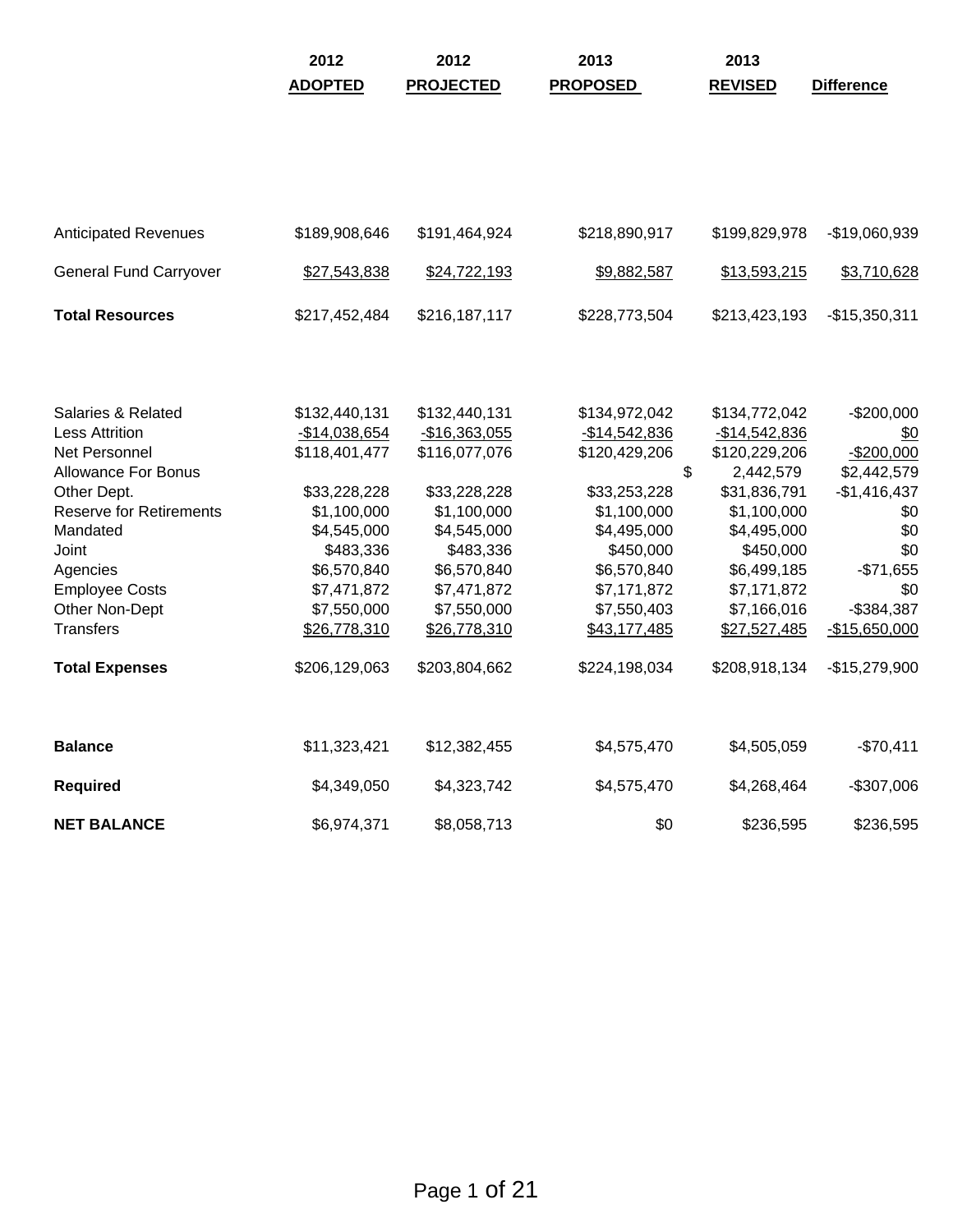| | 2012 ADOPTED | 2012 PROJECTED | 2013 PROPOSED | 2013 REVISED | Difference |
|---|---|---|---|---|---|
| Anticipated Revenues | $189,908,646 | $191,464,924 | $218,890,917 | $199,829,978 | -$19,060,939 |
| General Fund Carryover | $27,543,838 | $24,722,193 | $9,882,587 | $13,593,215 | $3,710,628 |
| **Total Resources** | $217,452,484 | $216,187,117 | $228,773,504 | $213,423,193 | -$15,350,311 |
| | | | | | |
| Salaries & Related | $132,440,131 | $132,440,131 | $134,972,042 | $134,772,042 | -$200,000 |
| Less Attrition | -$14,038,654 | -$16,363,055 | -$14,542,836 | -$14,542,836 | $0 |
| Net Personnel | $118,401,477 | $116,077,076 | $120,429,206 | $120,229,206 | -$200,000 |
| Allowance For Bonus | | | | $ 2,442,579 | $2,442,579 |
| Other Dept. | $33,228,228 | $33,228,228 | $33,253,228 | $31,836,791 | -$1,416,437 |
| Reserve for Retirements | $1,100,000 | $1,100,000 | $1,100,000 | $1,100,000 | $0 |
| Mandated | $4,545,000 | $4,545,000 | $4,495,000 | $4,495,000 | $0 |
| Joint | $483,336 | $483,336 | $450,000 | $450,000 | $0 |
| Agencies | $6,570,840 | $6,570,840 | $6,570,840 | $6,499,185 | -$71,655 |
| Employee Costs | $7,471,872 | $7,471,872 | $7,171,872 | $7,171,872 | $0 |
| Other Non-Dept | $7,550,000 | $7,550,000 | $7,550,403 | $7,166,016 | -$384,387 |
| Transfers | $26,778,310 | $26,778,310 | $43,177,485 | $27,527,485 | -$15,650,000 |
| **Total Expenses** | $206,129,063 | $203,804,662 | $224,198,034 | $208,918,134 | -$15,279,900 |
| | | | | | |
| **Balance** | $11,323,421 | $12,382,455 | $4,575,470 | $4,505,059 | -$70,411 |
| **Required** | $4,349,050 | $4,323,742 | $4,575,470 | $4,268,464 | -$307,006 |
| **NET BALANCE** | $6,974,371 | $8,058,713 | $0 | $236,595 | $236,595 |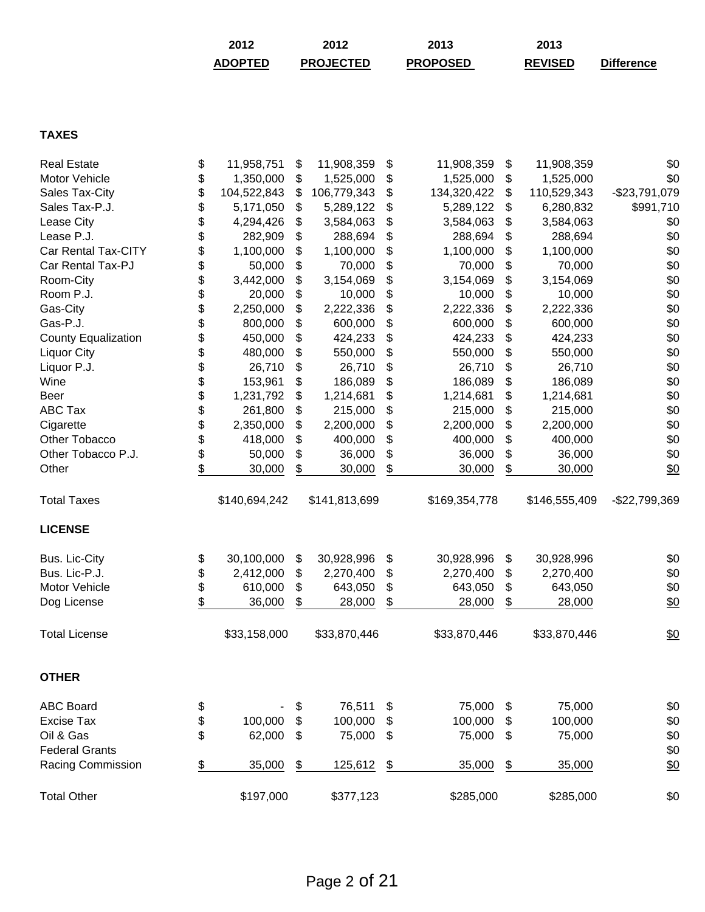| | 2012 ADOPTED | 2012 PROJECTED | 2013 PROPOSED | 2013 REVISED | Difference |
|---|---|---|---|---|---|
| **TAXES** | | | | | |
| Real Estate | $ 11,958,751 | $ 11,908,359 | $ 11,908,359 | $ 11,908,359 | $0 |
| Motor Vehicle | $ 1,350,000 | $ 1,525,000 | $ 1,525,000 | $ 1,525,000 | $0 |
| Sales Tax-City | $ 104,522,843 | $ 106,779,343 | $ 134,320,422 | $ 110,529,343 | -$23,791,079 |
| Sales Tax-P.J. | $ 5,171,050 | $ 5,289,122 | $ 5,289,122 | $ 6,280,832 | $991,710 |
| Lease City | $ 4,294,426 | $ 3,584,063 | $ 3,584,063 | $ 3,584,063 | $0 |
| Lease P.J. | $ 282,909 | $ 288,694 | $ 288,694 | $ 288,694 | $0 |
| Car Rental Tax-CITY | $ 1,100,000 | $ 1,100,000 | $ 1,100,000 | $ 1,100,000 | $0 |
| Car Rental Tax-PJ | $ 50,000 | $ 70,000 | $ 70,000 | $ 70,000 | $0 |
| Room-City | $ 3,442,000 | $ 3,154,069 | $ 3,154,069 | $ 3,154,069 | $0 |
| Room P.J. | $ 20,000 | $ 10,000 | $ 10,000 | $ 10,000 | $0 |
| Gas-City | $ 2,250,000 | $ 2,222,336 | $ 2,222,336 | $ 2,222,336 | $0 |
| Gas-P.J. | $ 800,000 | $ 600,000 | $ 600,000 | $ 600,000 | $0 |
| County Equalization | $ 450,000 | $ 424,233 | $ 424,233 | $ 424,233 | $0 |
| Liquor City | $ 480,000 | $ 550,000 | $ 550,000 | $ 550,000 | $0 |
| Liquor P.J. | $ 26,710 | $ 26,710 | $ 26,710 | $ 26,710 | $0 |
| Wine | $ 153,961 | $ 186,089 | $ 186,089 | $ 186,089 | $0 |
| Beer | $ 1,231,792 | $ 1,214,681 | $ 1,214,681 | $ 1,214,681 | $0 |
| ABC Tax | $ 261,800 | $ 215,000 | $ 215,000 | $ 215,000 | $0 |
| Cigarette | $ 2,350,000 | $ 2,200,000 | $ 2,200,000 | $ 2,200,000 | $0 |
| Other Tobacco | $ 418,000 | $ 400,000 | $ 400,000 | $ 400,000 | $0 |
| Other Tobacco P.J. | $ 50,000 | $ 36,000 | $ 36,000 | $ 36,000 | $0 |
| Other | $ 30,000 | $ 30,000 | $ 30,000 | $ 30,000 | $0 |
| Total Taxes | $140,694,242 | $141,813,699 | $169,354,778 | $146,555,409 | -$22,799,369 |
| **LICENSE** | | | | | |
| Bus. Lic-City | $ 30,100,000 | $ 30,928,996 | $ 30,928,996 | $ 30,928,996 | $0 |
| Bus. Lic-P.J. | $ 2,412,000 | $ 2,270,400 | $ 2,270,400 | $ 2,270,400 | $0 |
| Motor Vehicle | $ 610,000 | $ 643,050 | $ 643,050 | $ 643,050 | $0 |
| Dog License | $ 36,000 | $ 28,000 | $ 28,000 | $ 28,000 | $0 |
| Total License | $33,158,000 | $33,870,446 | $33,870,446 | $33,870,446 | $0 |
| **OTHER** | | | | | |
| ABC Board | $ - | $ 76,511 | $ 75,000 | $ 75,000 | $0 |
| Excise Tax | $ 100,000 | $ 100,000 | $ 100,000 | $ 100,000 | $0 |
| Oil & Gas | $ 62,000 | $ 75,000 | $ 75,000 | $ 75,000 | $0 |
| Federal Grants | | | | | $0 |
| Racing Commission | $ 35,000 | $ 125,612 | $ 35,000 | $ 35,000 | $0 |
| Total Other | $197,000 | $377,123 | $285,000 | $285,000 | $0 |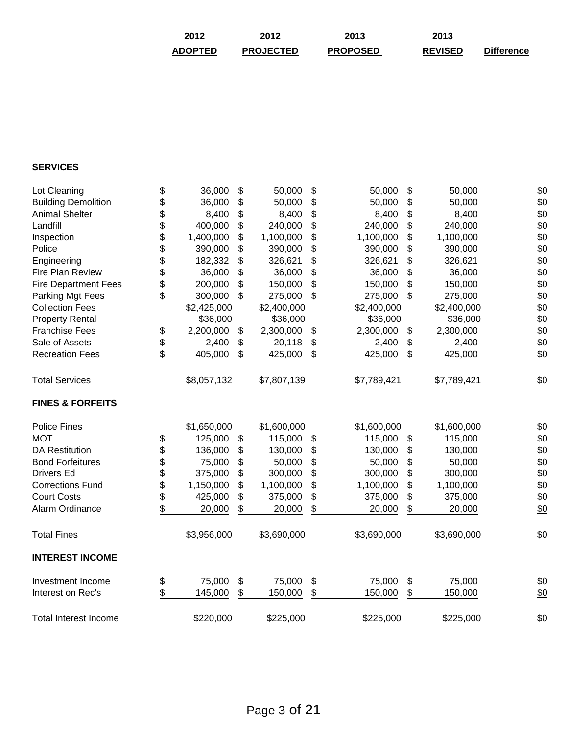| | 2012 ADOPTED | 2012 PROJECTED | 2013 PROPOSED | 2013 REVISED | Difference |
|---|---|---|---|---|---|
| **SERVICES** | | | | | |
| Lot Cleaning | $ 36,000 | $ 50,000 | $ 50,000 | $ 50,000 | $0 |
| Building Demolition | $ 36,000 | $ 50,000 | $ 50,000 | $ 50,000 | $0 |
| Animal Shelter | $ 8,400 | $ 8,400 | $ 8,400 | $ 8,400 | $0 |
| Landfill | $ 400,000 | $ 240,000 | $ 240,000 | $ 240,000 | $0 |
| Inspection | $ 1,400,000 | $ 1,100,000 | $ 1,100,000 | $ 1,100,000 | $0 |
| Police | $ 390,000 | $ 390,000 | $ 390,000 | $ 390,000 | $0 |
| Engineering | $ 182,332 | $ 326,621 | $ 326,621 | $ 326,621 | $0 |
| Fire Plan Review | $ 36,000 | $ 36,000 | $ 36,000 | $ 36,000 | $0 |
| Fire Department Fees | $ 200,000 | $ 150,000 | $ 150,000 | $ 150,000 | $0 |
| Parking Mgt Fees | $ 300,000 | $ 275,000 | $ 275,000 | $ 275,000 | $0 |
| Collection Fees | $2,425,000 | $2,400,000 | $2,400,000 | $2,400,000 | $0 |
| Property Rental | $36,000 | $36,000 | $36,000 | $36,000 | $0 |
| Franchise Fees | $ 2,200,000 | $ 2,300,000 | $ 2,300,000 | $ 2,300,000 | $0 |
| Sale of Assets | $ 2,400 | $ 20,118 | $ 2,400 | $ 2,400 | $0 |
| Recreation Fees | $ 405,000 | $ 425,000 | $ 425,000 | $ 425,000 | $0 |
| Total Services | $8,057,132 | $7,807,139 | $7,789,421 | $7,789,421 | $0 |
| **FINES & FORFEITS** | | | | | |
| Police Fines | $1,650,000 | $1,600,000 | $1,600,000 | $1,600,000 | $0 |
| MOT | $ 125,000 | $ 115,000 | $ 115,000 | $ 115,000 | $0 |
| DA Restitution | $ 136,000 | $ 130,000 | $ 130,000 | $ 130,000 | $0 |
| Bond Forfeitures | $ 75,000 | $ 50,000 | $ 50,000 | $ 50,000 | $0 |
| Drivers Ed | $ 375,000 | $ 300,000 | $ 300,000 | $ 300,000 | $0 |
| Corrections Fund | $ 1,150,000 | $ 1,100,000 | $ 1,100,000 | $ 1,100,000 | $0 |
| Court Costs | $ 425,000 | $ 375,000 | $ 375,000 | $ 375,000 | $0 |
| Alarm Ordinance | $ 20,000 | $ 20,000 | $ 20,000 | $ 20,000 | $0 |
| Total Fines | $3,956,000 | $3,690,000 | $3,690,000 | $3,690,000 | $0 |
| **INTEREST INCOME** | | | | | |
| Investment Income | $ 75,000 | $ 75,000 | $ 75,000 | $ 75,000 | $0 |
| Interest on Rec's | $ 145,000 | $ 150,000 | $ 150,000 | $ 150,000 | $0 |
| Total Interest Income | $220,000 | $225,000 | $225,000 | $225,000 | $0 |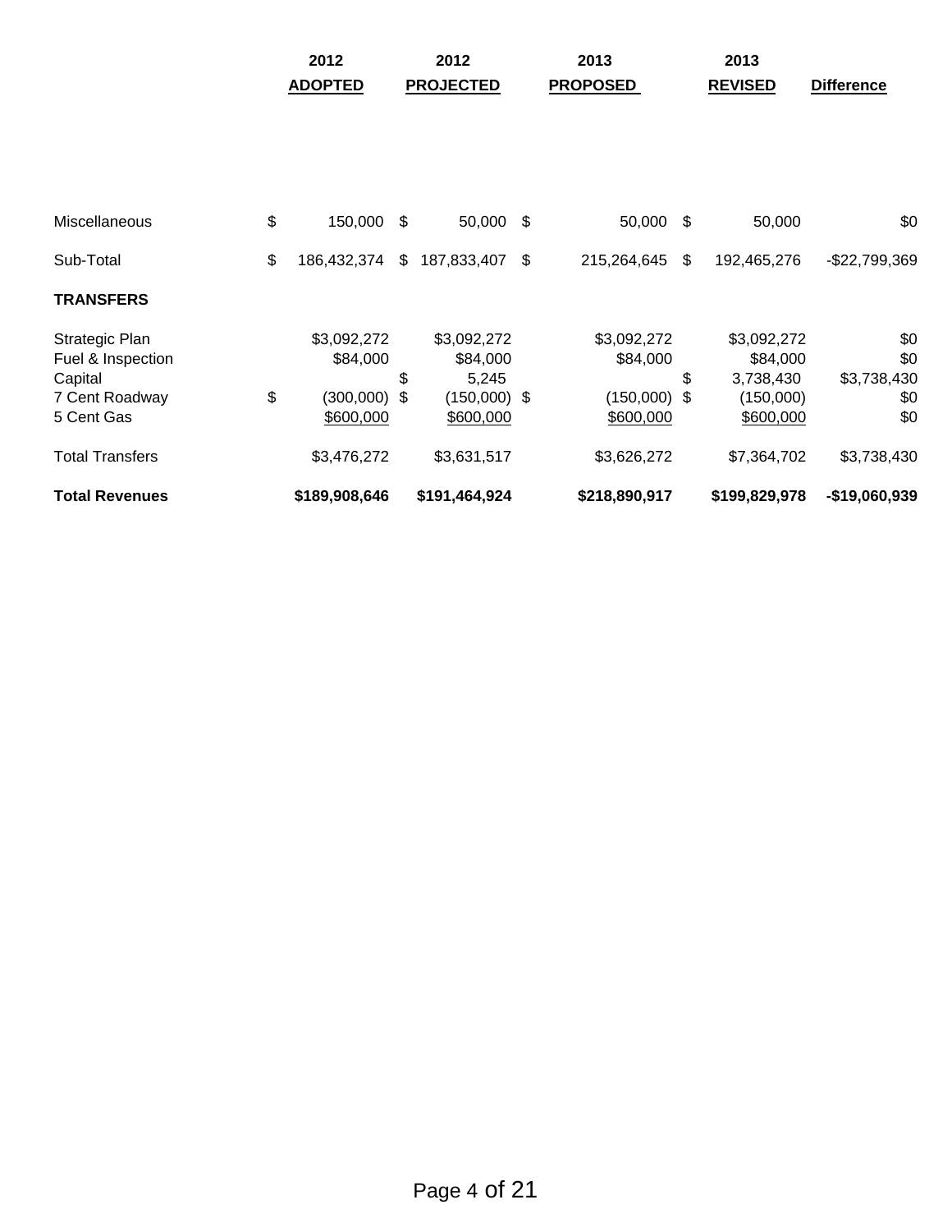| | 2012 ADOPTED | 2012 PROJECTED | 2013 PROPOSED | 2013 REVISED | Difference |
|---|---|---|---|---|---|
| Miscellaneous | $ 150,000 | $ 50,000 | $ 50,000 | $ 50,000 | $0 |
| Sub-Total | $ 186,432,374 | $ 187,833,407 | $ 215,264,645 | $ 192,465,276 | -$22,799,369 |
| **TRANSFERS** | | | | | |
| Strategic Plan | $3,092,272 | $3,092,272 | $3,092,272 | $3,092,272 | $0 |
| Fuel & Inspection | $84,000 | $84,000 | $84,000 | $84,000 | $0 |
| Capital | | $ 5,245 | | $ 3,738,430 | $3,738,430 |
| 7 Cent Roadway | $ (300,000) | $ (150,000) | $ (150,000) | $ (150,000) | $0 |
| 5 Cent Gas | $600,000 | $600,000 | $600,000 | $600,000 | $0 |
| Total Transfers | $3,476,272 | $3,631,517 | $3,626,272 | $7,364,702 | $3,738,430 |
| **Total Revenues** | **$189,908,646** | **$191,464,924** | **$218,890,917** | **$199,829,978** | **-$19,060,939** |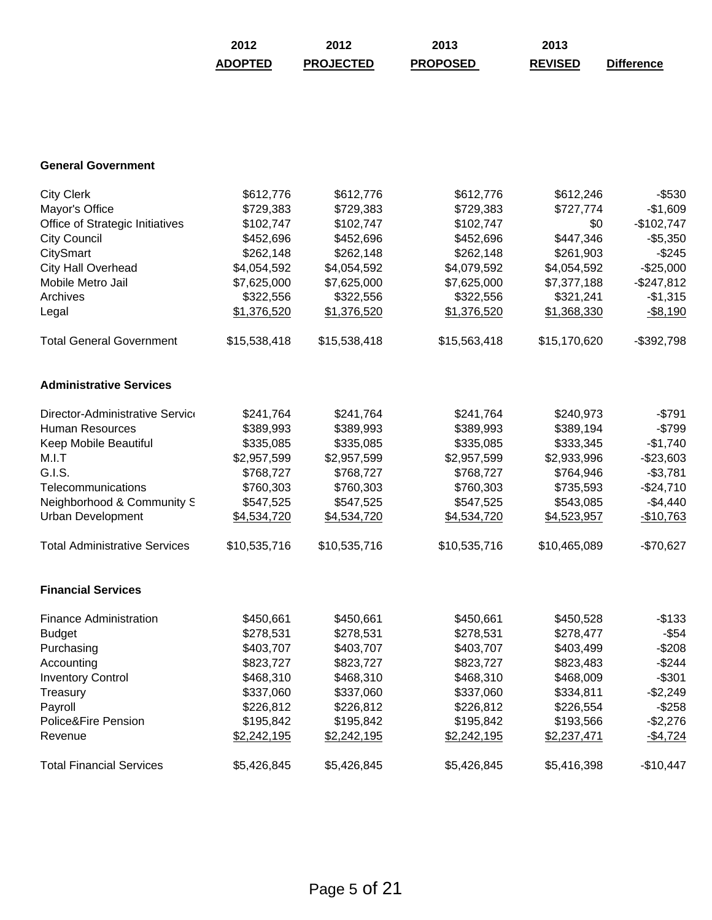| | 2012 ADOPTED | 2012 PROJECTED | 2013 PROPOSED | 2013 REVISED | Difference |
|---|---|---|---|---|---|
| **General Government** | | | | | |
| City Clerk | $612,776 | $612,776 | $612,776 | $612,246 | -$530 |
| Mayor's Office | $729,383 | $729,383 | $729,383 | $727,774 | -$1,609 |
| Office of Strategic Initiatives | $102,747 | $102,747 | $102,747 | $0 | -$102,747 |
| City Council | $452,696 | $452,696 | $452,696 | $447,346 | -$5,350 |
| CitySmart | $262,148 | $262,148 | $262,148 | $261,903 | -$245 |
| City Hall Overhead | $4,054,592 | $4,054,592 | $4,079,592 | $4,054,592 | -$25,000 |
| Mobile Metro Jail | $7,625,000 | $7,625,000 | $7,625,000 | $7,377,188 | -$247,812 |
| Archives | $322,556 | $322,556 | $322,556 | $321,241 | -$1,315 |
| Legal | $1,376,520 | $1,376,520 | $1,376,520 | $1,368,330 | -$8,190 |
| Total General Government | $15,538,418 | $15,538,418 | $15,563,418 | $15,170,620 | -$392,798 |
| **Administrative Services** | | | | | |
| Director-Administrative Servic | $241,764 | $241,764 | $241,764 | $240,973 | -$791 |
| Human Resources | $389,993 | $389,993 | $389,993 | $389,194 | -$799 |
| Keep Mobile Beautiful | $335,085 | $335,085 | $335,085 | $333,345 | -$1,740 |
| M.I.T | $2,957,599 | $2,957,599 | $2,957,599 | $2,933,996 | -$23,603 |
| G.I.S. | $768,727 | $768,727 | $768,727 | $764,946 | -$3,781 |
| Telecommunications | $760,303 | $760,303 | $760,303 | $735,593 | -$24,710 |
| Neighborhood & Community S | $547,525 | $547,525 | $547,525 | $543,085 | -$4,440 |
| Urban Development | $4,534,720 | $4,534,720 | $4,534,720 | $4,523,957 | -$10,763 |
| Total Administrative Services | $10,535,716 | $10,535,716 | $10,535,716 | $10,465,089 | -$70,627 |
| **Financial Services** | | | | | |
| Finance Administration | $450,661 | $450,661 | $450,661 | $450,528 | -$133 |
| Budget | $278,531 | $278,531 | $278,531 | $278,477 | -$54 |
| Purchasing | $403,707 | $403,707 | $403,707 | $403,499 | -$208 |
| Accounting | $823,727 | $823,727 | $823,727 | $823,483 | -$244 |
| Inventory Control | $468,310 | $468,310 | $468,310 | $468,009 | -$301 |
| Treasury | $337,060 | $337,060 | $337,060 | $334,811 | -$2,249 |
| Payroll | $226,812 | $226,812 | $226,812 | $226,554 | -$258 |
| Police&Fire Pension | $195,842 | $195,842 | $195,842 | $193,566 | -$2,276 |
| Revenue | $2,242,195 | $2,242,195 | $2,242,195 | $2,237,471 | -$4,724 |
| Total Financial Services | $5,426,845 | $5,426,845 | $5,426,845 | $5,416,398 | -$10,447 |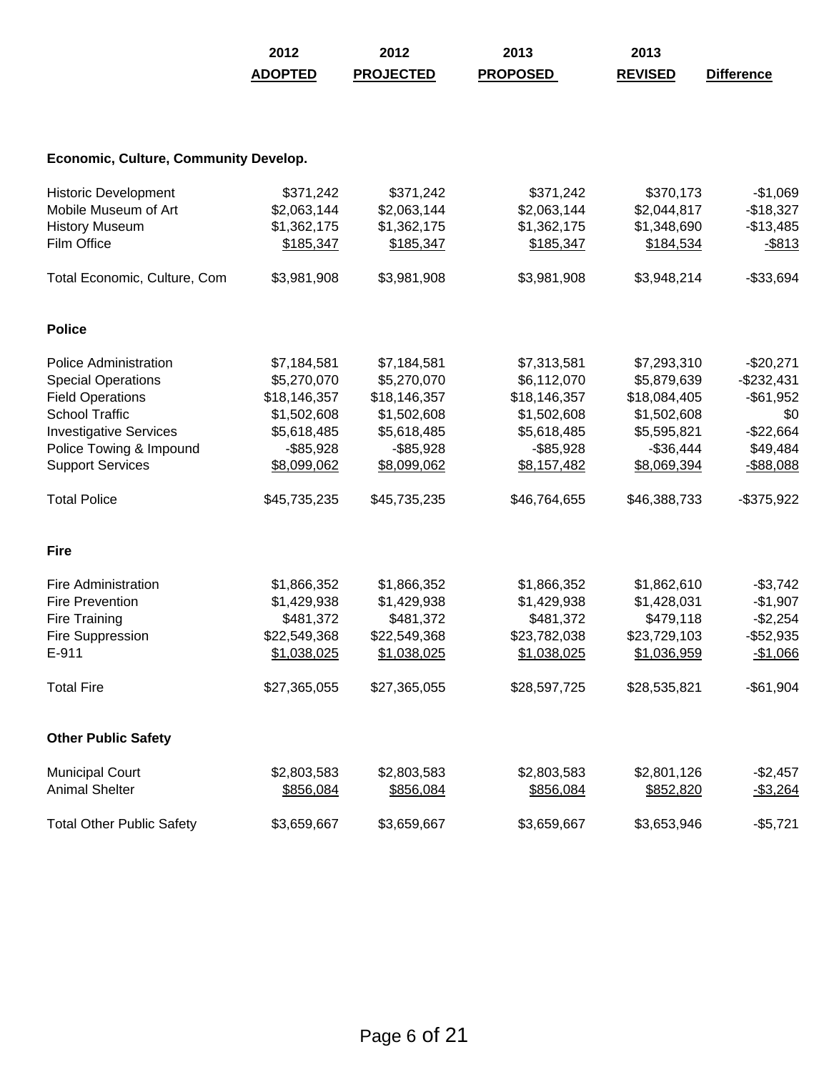| | 2012 ADOPTED | 2012 PROJECTED | 2013 PROPOSED | 2013 REVISED | Difference |
|---|---|---|---|---|---|
| **Economic, Culture, Community Develop.** | | | | | |
| Historic Development | $371,242 | $371,242 | $371,242 | $370,173 | -$1,069 |
| Mobile Museum of Art | $2,063,144 | $2,063,144 | $2,063,144 | $2,044,817 | -$18,327 |
| History Museum | $1,362,175 | $1,362,175 | $1,362,175 | $1,348,690 | -$13,485 |
| Film Office | $185,347 | $185,347 | $185,347 | $184,534 | -$813 |
| Total Economic, Culture, Com | $3,981,908 | $3,981,908 | $3,981,908 | $3,948,214 | -$33,694 |
| **Police** | | | | | |
| Police Administration | $7,184,581 | $7,184,581 | $7,313,581 | $7,293,310 | -$20,271 |
| Special Operations | $5,270,070 | $5,270,070 | $6,112,070 | $5,879,639 | -$232,431 |
| Field Operations | $18,146,357 | $18,146,357 | $18,146,357 | $18,084,405 | -$61,952 |
| School Traffic | $1,502,608 | $1,502,608 | $1,502,608 | $1,502,608 | $0 |
| Investigative Services | $5,618,485 | $5,618,485 | $5,618,485 | $5,595,821 | -$22,664 |
| Police Towing & Impound | -$85,928 | -$85,928 | -$85,928 | -$36,444 | $49,484 |
| Support Services | $8,099,062 | $8,099,062 | $8,157,482 | $8,069,394 | -$88,088 |
| Total Police | $45,735,235 | $45,735,235 | $46,764,655 | $46,388,733 | -$375,922 |
| **Fire** | | | | | |
| Fire Administration | $1,866,352 | $1,866,352 | $1,866,352 | $1,862,610 | -$3,742 |
| Fire Prevention | $1,429,938 | $1,429,938 | $1,429,938 | $1,428,031 | -$1,907 |
| Fire Training | $481,372 | $481,372 | $481,372 | $479,118 | -$2,254 |
| Fire Suppression | $22,549,368 | $22,549,368 | $23,782,038 | $23,729,103 | -$52,935 |
| E-911 | $1,038,025 | $1,038,025 | $1,038,025 | $1,036,959 | -$1,066 |
| Total Fire | $27,365,055 | $27,365,055 | $28,597,725 | $28,535,821 | -$61,904 |
| **Other Public Safety** | | | | | |
| Municipal Court | $2,803,583 | $2,803,583 | $2,803,583 | $2,801,126 | -$2,457 |
| Animal Shelter | $856,084 | $856,084 | $856,084 | $852,820 | -$3,264 |
| Total Other Public Safety | $3,659,667 | $3,659,667 | $3,659,667 | $3,653,946 | -$5,721 |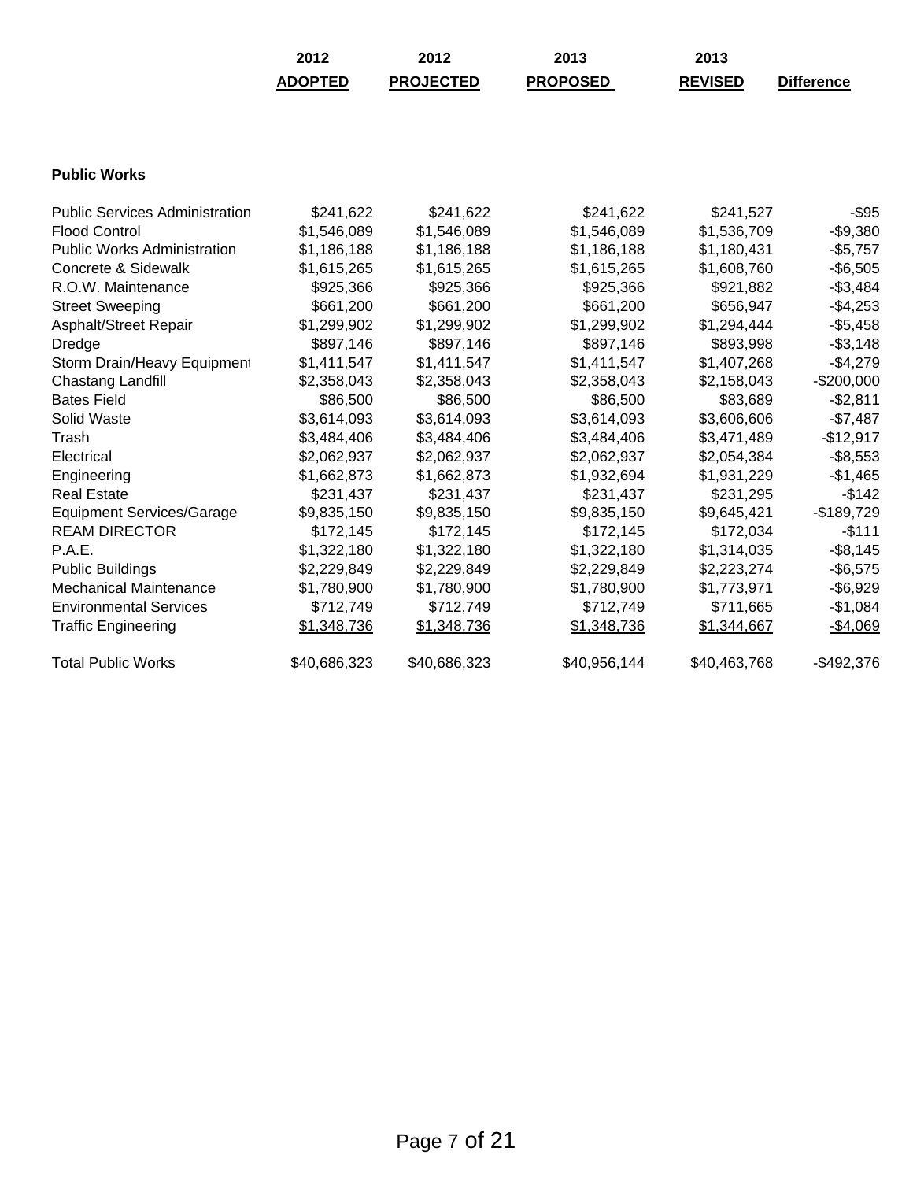| | 2012 ADOPTED | 2012 PROJECTED | 2013 PROPOSED | 2013 REVISED | Difference |
|---|---|---|---|---|---|
| **Public Works** | | | | | |
| Public Services Administration | $241,622 | $241,622 | $241,622 | $241,527 | -$95 |
| Flood Control | $1,546,089 | $1,546,089 | $1,546,089 | $1,536,709 | -$9,380 |
| Public Works Administration | $1,186,188 | $1,186,188 | $1,186,188 | $1,180,431 | -$5,757 |
| Concrete & Sidewalk | $1,615,265 | $1,615,265 | $1,615,265 | $1,608,760 | -$6,505 |
| R.O.W. Maintenance | $925,366 | $925,366 | $925,366 | $921,882 | -$3,484 |
| Street Sweeping | $661,200 | $661,200 | $661,200 | $656,947 | -$4,253 |
| Asphalt/Street Repair | $1,299,902 | $1,299,902 | $1,299,902 | $1,294,444 | -$5,458 |
| Dredge | $897,146 | $897,146 | $897,146 | $893,998 | -$3,148 |
| Storm Drain/Heavy Equipment | $1,411,547 | $1,411,547 | $1,411,547 | $1,407,268 | -$4,279 |
| Chastang Landfill | $2,358,043 | $2,358,043 | $2,358,043 | $2,158,043 | -$200,000 |
| Bates Field | $86,500 | $86,500 | $86,500 | $83,689 | -$2,811 |
| Solid Waste | $3,614,093 | $3,614,093 | $3,614,093 | $3,606,606 | -$7,487 |
| Trash | $3,484,406 | $3,484,406 | $3,484,406 | $3,471,489 | -$12,917 |
| Electrical | $2,062,937 | $2,062,937 | $2,062,937 | $2,054,384 | -$8,553 |
| Engineering | $1,662,873 | $1,662,873 | $1,932,694 | $1,931,229 | -$1,465 |
| Real Estate | $231,437 | $231,437 | $231,437 | $231,295 | -$142 |
| Equipment Services/Garage | $9,835,150 | $9,835,150 | $9,835,150 | $9,645,421 | -$189,729 |
| REAM DIRECTOR | $172,145 | $172,145 | $172,145 | $172,034 | -$111 |
| P.A.E. | $1,322,180 | $1,322,180 | $1,322,180 | $1,314,035 | -$8,145 |
| Public Buildings | $2,229,849 | $2,229,849 | $2,229,849 | $2,223,274 | -$6,575 |
| Mechanical Maintenance | $1,780,900 | $1,780,900 | $1,780,900 | $1,773,971 | -$6,929 |
| Environmental Services | $712,749 | $712,749 | $712,749 | $711,665 | -$1,084 |
| Traffic Engineering | $1,348,736 | $1,348,736 | $1,348,736 | $1,344,667 | -$4,069 |
| Total Public Works | $40,686,323 | $40,686,323 | $40,956,144 | $40,463,768 | -$492,376 |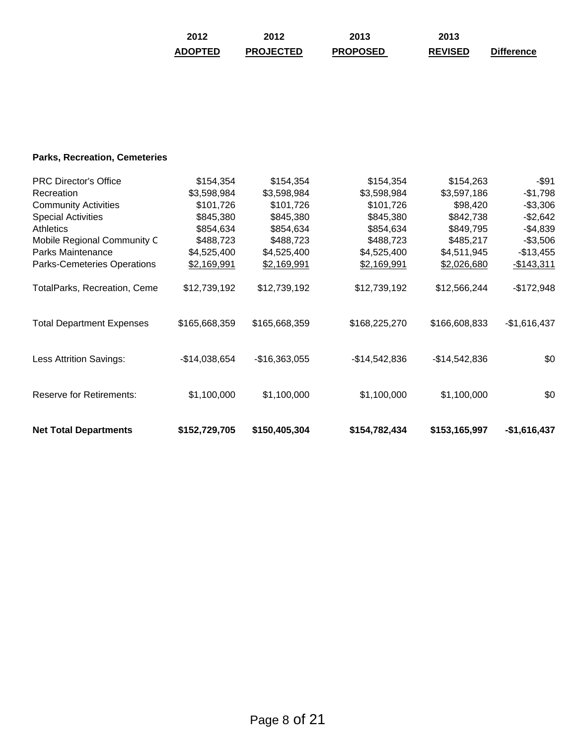| | 2012 ADOPTED | 2012 PROJECTED | 2013 PROPOSED | 2013 REVISED | Difference |
|---|---|---|---|---|---|
| **Parks, Recreation, Cemeteries** | | | | | |
| PRC Director's Office | $154,354 | $154,354 | $154,354 | $154,263 | -$91 |
| Recreation | $3,598,984 | $3,598,984 | $3,598,984 | $3,597,186 | -$1,798 |
| Community Activities | $101,726 | $101,726 | $101,726 | $98,420 | -$3,306 |
| Special Activities | $845,380 | $845,380 | $845,380 | $842,738 | -$2,642 |
| Athletics | $854,634 | $854,634 | $854,634 | $849,795 | -$4,839 |
| Mobile Regional Community C | $488,723 | $488,723 | $488,723 | $485,217 | -$3,506 |
| Parks Maintenance | $4,525,400 | $4,525,400 | $4,525,400 | $4,511,945 | -$13,455 |
| Parks-Cemeteries Operations | $2,169,991 | $2,169,991 | $2,169,991 | $2,026,680 | -$143,311 |
| TotalParks, Recreation, Ceme | $12,739,192 | $12,739,192 | $12,739,192 | $12,566,244 | -$172,948 |
| Total Department Expenses | $165,668,359 | $165,668,359 | $168,225,270 | $166,608,833 | -$1,616,437 |
| Less Attrition Savings: | -$14,038,654 | -$16,363,055 | -$14,542,836 | -$14,542,836 | $0 |
| Reserve for Retirements: | $1,100,000 | $1,100,000 | $1,100,000 | $1,100,000 | $0 |
| **Net Total Departments** | **$152,729,705** | **$150,405,304** | **$154,782,434** | **$153,165,997** | **-$1,616,437** |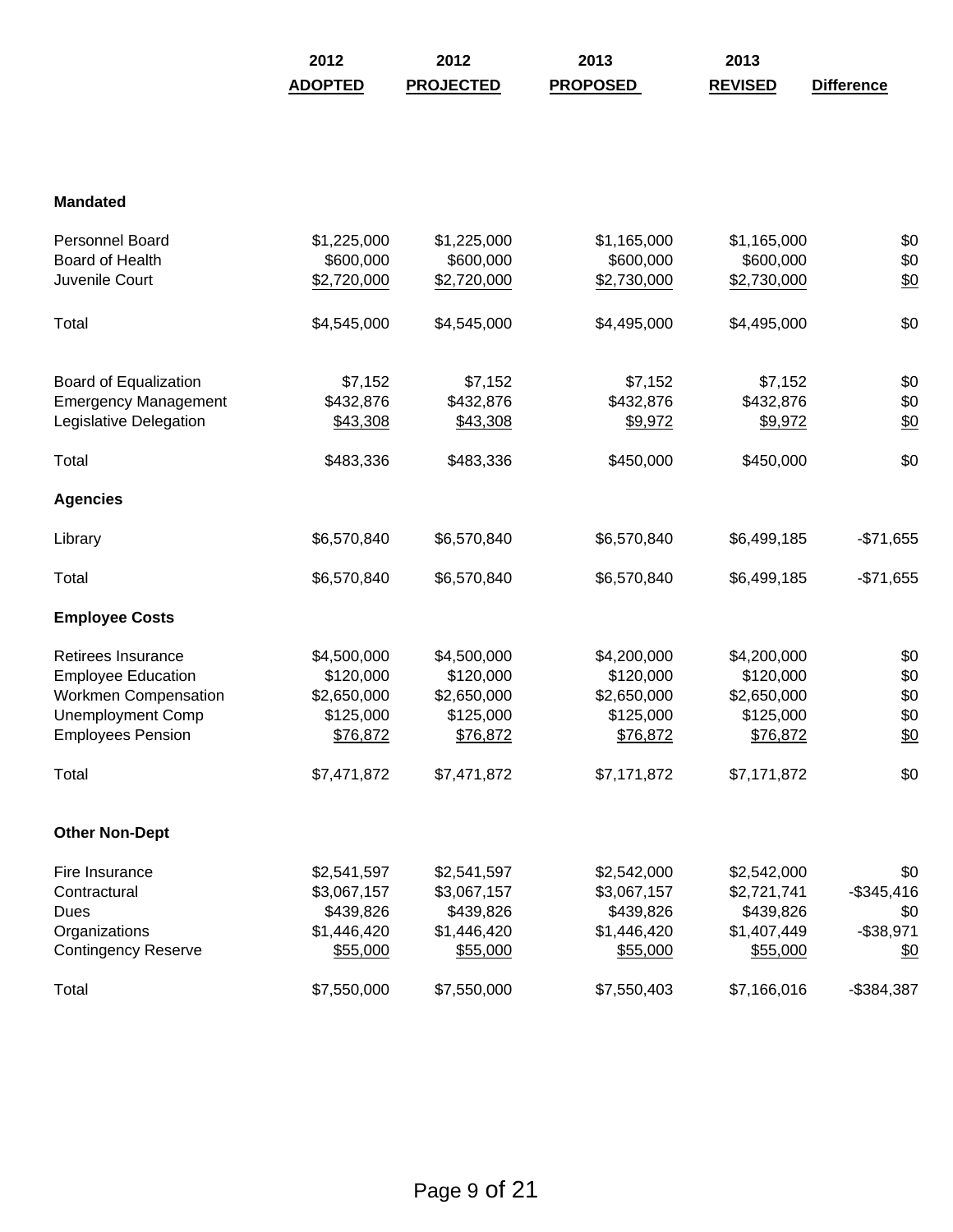| | 2012 ADOPTED | 2012 PROJECTED | 2013 PROPOSED | 2013 REVISED | Difference |
|---|---|---|---|---|---|
| **Mandated** | | | | | |
| Personnel Board | $1,225,000 | $1,225,000 | $1,165,000 | $1,165,000 | $0 |
| Board of Health | $600,000 | $600,000 | $600,000 | $600,000 | $0 |
| Juvenile Court | $2,720,000 | $2,720,000 | $2,730,000 | $2,730,000 | $0 |
| Total | $4,545,000 | $4,545,000 | $4,495,000 | $4,495,000 | $0 |
| Board of Equalization | $7,152 | $7,152 | $7,152 | $7,152 | $0 |
| Emergency Management | $432,876 | $432,876 | $432,876 | $432,876 | $0 |
| Legislative Delegation | $43,308 | $43,308 | $9,972 | $9,972 | $0 |
| Total | $483,336 | $483,336 | $450,000 | $450,000 | $0 |
| **Agencies** | | | | | |
| Library | $6,570,840 | $6,570,840 | $6,570,840 | $6,499,185 | -$71,655 |
| Total | $6,570,840 | $6,570,840 | $6,570,840 | $6,499,185 | -$71,655 |
| **Employee Costs** | | | | | |
| Retirees Insurance | $4,500,000 | $4,500,000 | $4,200,000 | $4,200,000 | $0 |
| Employee Education | $120,000 | $120,000 | $120,000 | $120,000 | $0 |
| Workmen Compensation | $2,650,000 | $2,650,000 | $2,650,000 | $2,650,000 | $0 |
| Unemployment Comp | $125,000 | $125,000 | $125,000 | $125,000 | $0 |
| Employees Pension | $76,872 | $76,872 | $76,872 | $76,872 | $0 |
| Total | $7,471,872 | $7,471,872 | $7,171,872 | $7,171,872 | $0 |
| **Other Non-Dept** | | | | | |
| Fire Insurance | $2,541,597 | $2,541,597 | $2,542,000 | $2,542,000 | $0 |
| Contractural | $3,067,157 | $3,067,157 | $3,067,157 | $2,721,741 | -$345,416 |
| Dues | $439,826 | $439,826 | $439,826 | $439,826 | $0 |
| Organizations | $1,446,420 | $1,446,420 | $1,446,420 | $1,407,449 | -$38,971 |
| Contingency Reserve | $55,000 | $55,000 | $55,000 | $55,000 | $0 |
| Total | $7,550,000 | $7,550,000 | $7,550,403 | $7,166,016 | -$384,387 |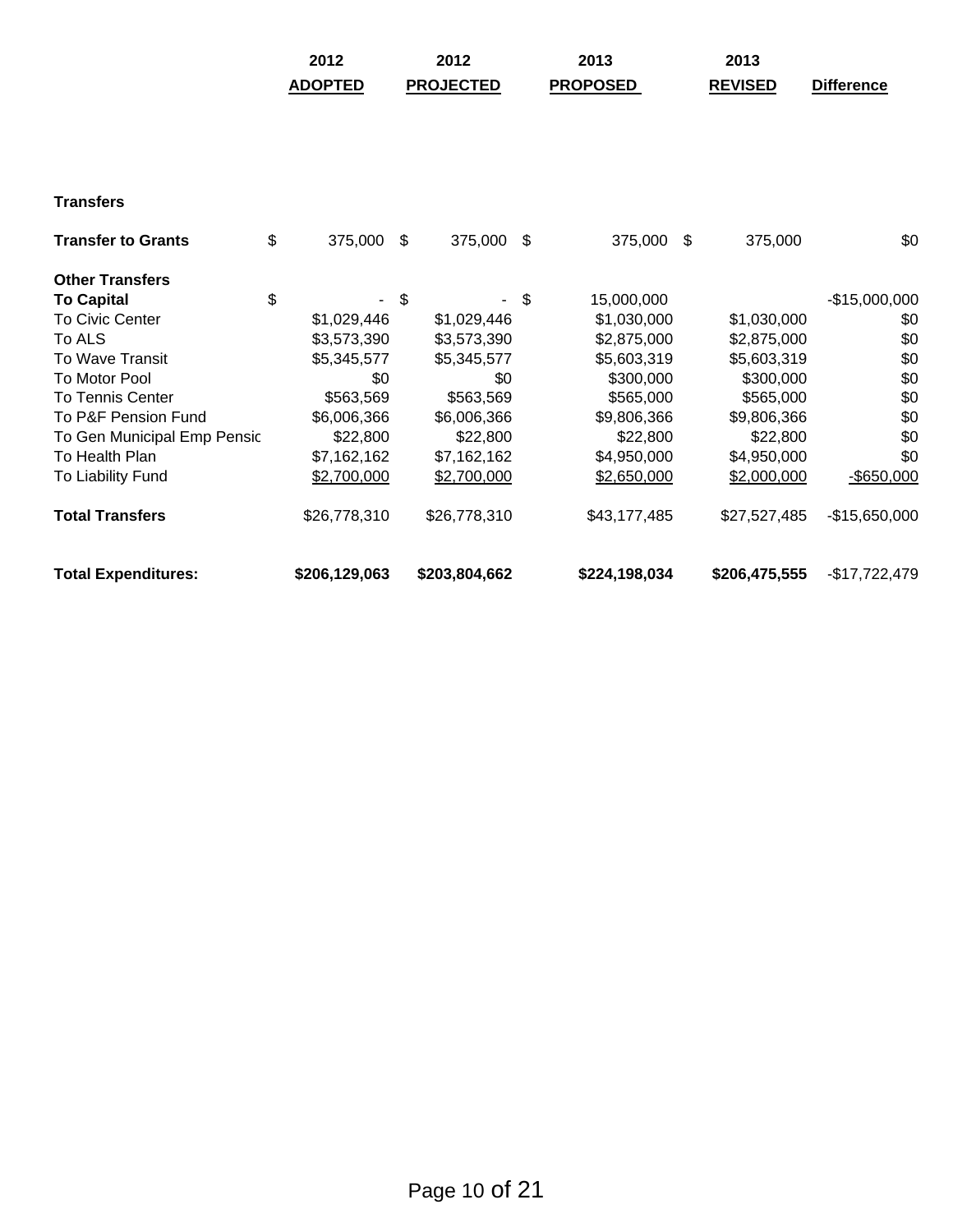| | 2012 ADOPTED | 2012 PROJECTED | 2013 PROPOSED | 2013 REVISED | Difference |
|---|---|---|---|---|---|
| **Transfers** | | | | | |
| **Transfer to Grants** | $ 375,000 | $ 375,000 | $ 375,000 | $ 375,000 | $0 |
| **Other Transfers** | | | | | |
| **To Capital** | $ - | $ - | $ 15,000,000 | | -$15,000,000 |
| To Civic Center | $1,029,446 | $1,029,446 | $1,030,000 | $1,030,000 | $0 |
| To ALS | $3,573,390 | $3,573,390 | $2,875,000 | $2,875,000 | $0 |
| To Wave Transit | $5,345,577 | $5,345,577 | $5,603,319 | $5,603,319 | $0 |
| To Motor Pool | $0 | $0 | $300,000 | $300,000 | $0 |
| To Tennis Center | $563,569 | $563,569 | $565,000 | $565,000 | $0 |
| To P&F Pension Fund | $6,006,366 | $6,006,366 | $9,806,366 | $9,806,366 | $0 |
| To Gen Municipal Emp Pensic | $22,800 | $22,800 | $22,800 | $22,800 | $0 |
| To Health Plan | $7,162,162 | $7,162,162 | $4,950,000 | $4,950,000 | $0 |
| To Liability Fund | $2,700,000 | $2,700,000 | $2,650,000 | $2,000,000 | -$650,000 |
| **Total Transfers** | $26,778,310 | $26,778,310 | $43,177,485 | $27,527,485 | -$15,650,000 |
| **Total Expenditures:** | **$206,129,063** | **$203,804,662** | **$224,198,034** | **$206,475,555** | -$17,722,479 |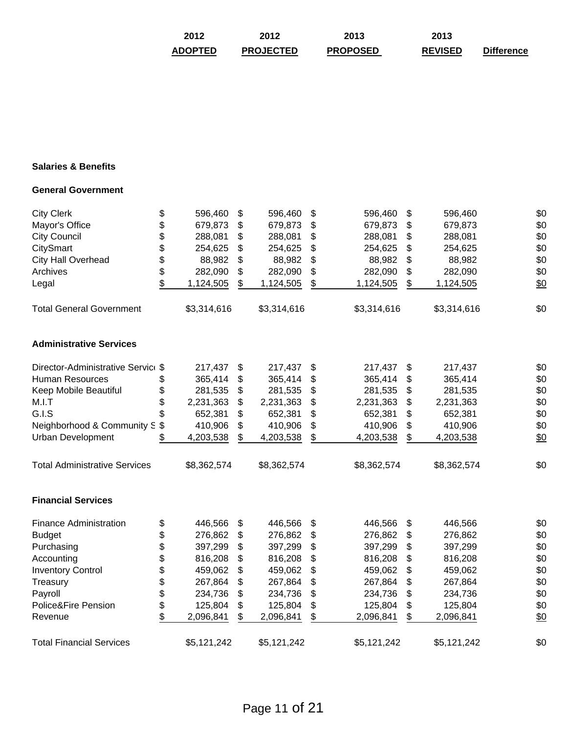| | 2012 ADOPTED | 2012 PROJECTED | 2013 PROPOSED | 2013 REVISED | Difference |
|---|---|---|---|---|---|
| **Salaries & Benefits** | | | | | |
| **General Government** | | | | | |
| City Clerk | $ 596,460 | $ 596,460 | $ 596,460 | $ 596,460 | $0 |
| Mayor's Office | $ 679,873 | $ 679,873 | $ 679,873 | $ 679,873 | $0 |
| City Council | $ 288,081 | $ 288,081 | $ 288,081 | $ 288,081 | $0 |
| CitySmart | $ 254,625 | $ 254,625 | $ 254,625 | $ 254,625 | $0 |
| City Hall Overhead | $ 88,982 | $ 88,982 | $ 88,982 | $ 88,982 | $0 |
| Archives | $ 282,090 | $ 282,090 | $ 282,090 | $ 282,090 | $0 |
| Legal | $ 1,124,505 | $ 1,124,505 | $ 1,124,505 | $ 1,124,505 | $0 |
| Total General Government | $3,314,616 | $3,314,616 | $3,314,616 | $3,314,616 | $0 |
| **Administrative Services** | | | | | |
| Director-Administrative Servic | $ 217,437 | $ 217,437 | $ 217,437 | $ 217,437 | $0 |
| Human Resources | $ 365,414 | $ 365,414 | $ 365,414 | $ 365,414 | $0 |
| Keep Mobile Beautiful | $ 281,535 | $ 281,535 | $ 281,535 | $ 281,535 | $0 |
| M.I.T | $ 2,231,363 | $ 2,231,363 | $ 2,231,363 | $ 2,231,363 | $0 |
| G.I.S | $ 652,381 | $ 652,381 | $ 652,381 | $ 652,381 | $0 |
| Neighborhood & Community S | $ 410,906 | $ 410,906 | $ 410,906 | $ 410,906 | $0 |
| Urban Development | $ 4,203,538 | $ 4,203,538 | $ 4,203,538 | $ 4,203,538 | $0 |
| Total Administrative Services | $8,362,574 | $8,362,574 | $8,362,574 | $8,362,574 | $0 |
| **Financial Services** | | | | | |
| Finance Administration | $ 446,566 | $ 446,566 | $ 446,566 | $ 446,566 | $0 |
| Budget | $ 276,862 | $ 276,862 | $ 276,862 | $ 276,862 | $0 |
| Purchasing | $ 397,299 | $ 397,299 | $ 397,299 | $ 397,299 | $0 |
| Accounting | $ 816,208 | $ 816,208 | $ 816,208 | $ 816,208 | $0 |
| Inventory Control | $ 459,062 | $ 459,062 | $ 459,062 | $ 459,062 | $0 |
| Treasury | $ 267,864 | $ 267,864 | $ 267,864 | $ 267,864 | $0 |
| Payroll | $ 234,736 | $ 234,736 | $ 234,736 | $ 234,736 | $0 |
| Police&Fire Pension | $ 125,804 | $ 125,804 | $ 125,804 | $ 125,804 | $0 |
| Revenue | $ 2,096,841 | $ 2,096,841 | $ 2,096,841 | $ 2,096,841 | $0 |
| Total Financial Services | $5,121,242 | $5,121,242 | $5,121,242 | $5,121,242 | $0 |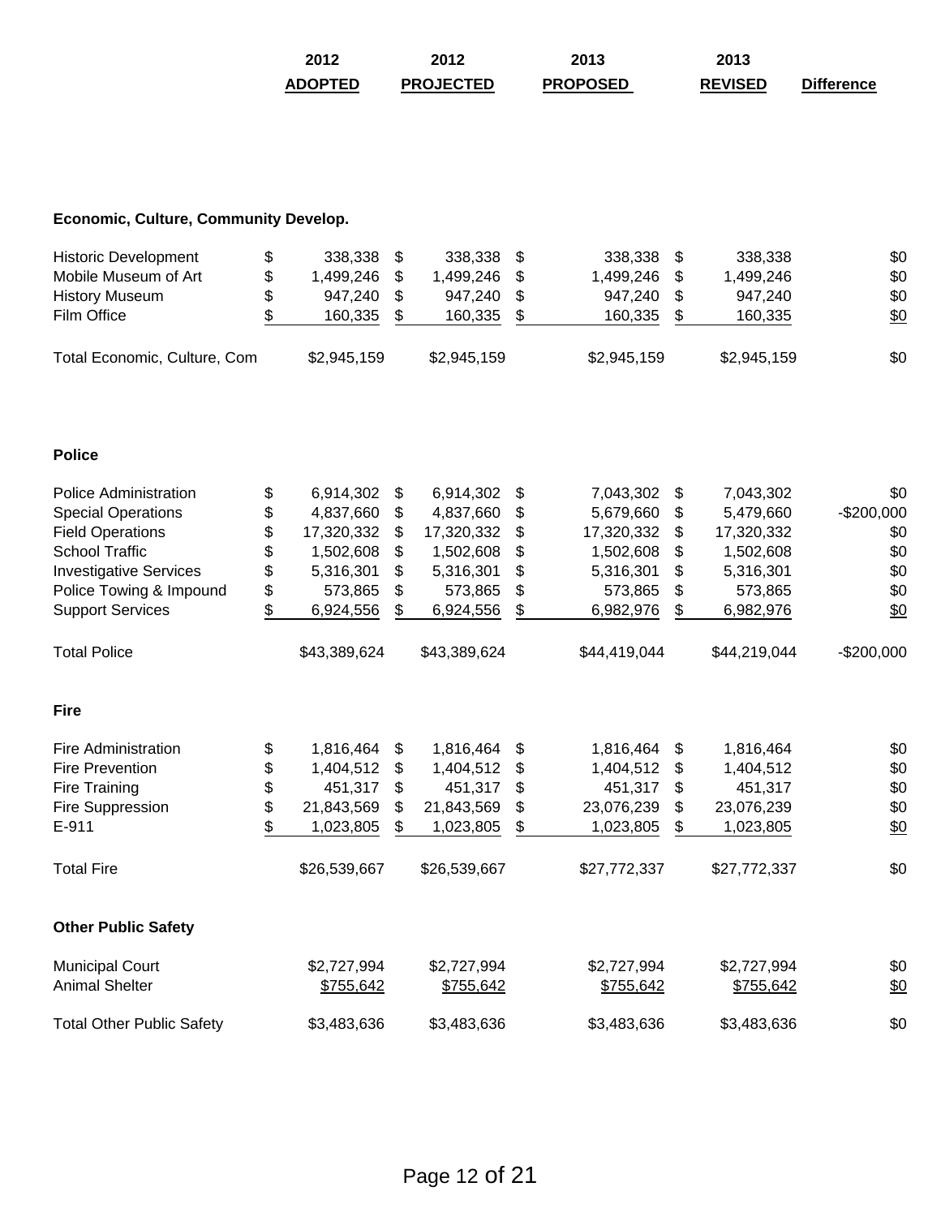| | 2012 ADOPTED | 2012 PROJECTED | 2013 PROPOSED | 2013 REVISED | Difference |
|---|---|---|---|---|---|
| **Economic, Culture, Community Develop.** | | | | | |
| Historic Development | $ 338,338 | $ 338,338 | $ 338,338 | $ 338,338 | $0 |
| Mobile Museum of Art | $ 1,499,246 | $ 1,499,246 | $ 1,499,246 | $ 1,499,246 | $0 |
| History Museum | $ 947,240 | $ 947,240 | $ 947,240 | $ 947,240 | $0 |
| Film Office | $ 160,335 | $ 160,335 | $ 160,335 | $ 160,335 | $0 |
| Total Economic, Culture, Com | $2,945,159 | $2,945,159 | $2,945,159 | $2,945,159 | $0 |
| **Police** | | | | | |
| Police Administration | $ 6,914,302 | $ 6,914,302 | $ 7,043,302 | $ 7,043,302 | $0 |
| Special Operations | $ 4,837,660 | $ 4,837,660 | $ 5,679,660 | $ 5,479,660 | -$200,000 |
| Field Operations | $ 17,320,332 | $ 17,320,332 | $ 17,320,332 | $ 17,320,332 | $0 |
| School Traffic | $ 1,502,608 | $ 1,502,608 | $ 1,502,608 | $ 1,502,608 | $0 |
| Investigative Services | $ 5,316,301 | $ 5,316,301 | $ 5,316,301 | $ 5,316,301 | $0 |
| Police Towing & Impound | $ 573,865 | $ 573,865 | $ 573,865 | $ 573,865 | $0 |
| Support Services | $ 6,924,556 | $ 6,924,556 | $ 6,982,976 | $ 6,982,976 | $0 |
| Total Police | $43,389,624 | $43,389,624 | $44,419,044 | $44,219,044 | -$200,000 |
| **Fire** | | | | | |
| Fire Administration | $ 1,816,464 | $ 1,816,464 | $ 1,816,464 | $ 1,816,464 | $0 |
| Fire Prevention | $ 1,404,512 | $ 1,404,512 | $ 1,404,512 | $ 1,404,512 | $0 |
| Fire Training | $ 451,317 | $ 451,317 | $ 451,317 | $ 451,317 | $0 |
| Fire Suppression | $ 21,843,569 | $ 21,843,569 | $ 23,076,239 | $ 23,076,239 | $0 |
| E-911 | $ 1,023,805 | $ 1,023,805 | $ 1,023,805 | $ 1,023,805 | $0 |
| Total Fire | $26,539,667 | $26,539,667 | $27,772,337 | $27,772,337 | $0 |
| **Other Public Safety** | | | | | |
| Municipal Court | $2,727,994 | $2,727,994 | $2,727,994 | $2,727,994 | $0 |
| Animal Shelter | $755,642 | $755,642 | $755,642 | $755,642 | $0 |
| Total Other Public Safety | $3,483,636 | $3,483,636 | $3,483,636 | $3,483,636 | $0 |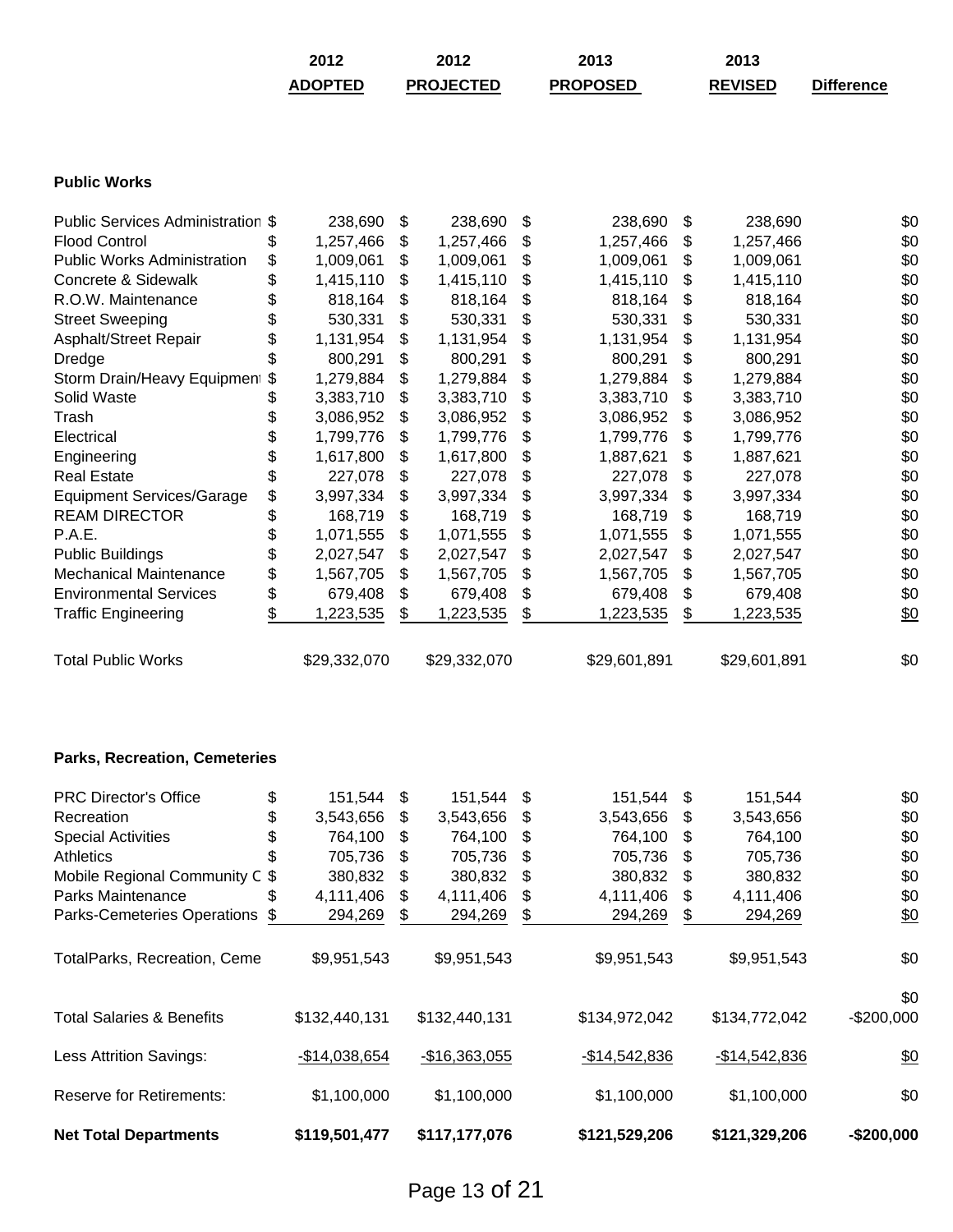| | 2012 ADOPTED | 2012 PROJECTED | 2013 PROPOSED | 2013 REVISED | Difference |
|---|---|---|---|---|---|
| **Public Works** | | | | | |
| Public Services Administration | $ 238,690 | $ 238,690 | $ 238,690 | $ 238,690 | $0 |
| Flood Control | $ 1,257,466 | $ 1,257,466 | $ 1,257,466 | $ 1,257,466 | $0 |
| Public Works Administration | $ 1,009,061 | $ 1,009,061 | $ 1,009,061 | $ 1,009,061 | $0 |
| Concrete & Sidewalk | $ 1,415,110 | $ 1,415,110 | $ 1,415,110 | $ 1,415,110 | $0 |
| R.O.W. Maintenance | $ 818,164 | $ 818,164 | $ 818,164 | $ 818,164 | $0 |
| Street Sweeping | $ 530,331 | $ 530,331 | $ 530,331 | $ 530,331 | $0 |
| Asphalt/Street Repair | $ 1,131,954 | $ 1,131,954 | $ 1,131,954 | $ 1,131,954 | $0 |
| Dredge | $ 800,291 | $ 800,291 | $ 800,291 | $ 800,291 | $0 |
| Storm Drain/Heavy Equipment | $ 1,279,884 | $ 1,279,884 | $ 1,279,884 | $ 1,279,884 | $0 |
| Solid Waste | $ 3,383,710 | $ 3,383,710 | $ 3,383,710 | $ 3,383,710 | $0 |
| Trash | $ 3,086,952 | $ 3,086,952 | $ 3,086,952 | $ 3,086,952 | $0 |
| Electrical | $ 1,799,776 | $ 1,799,776 | $ 1,799,776 | $ 1,799,776 | $0 |
| Engineering | $ 1,617,800 | $ 1,617,800 | $ 1,887,621 | $ 1,887,621 | $0 |
| Real Estate | $ 227,078 | $ 227,078 | $ 227,078 | $ 227,078 | $0 |
| Equipment Services/Garage | $ 3,997,334 | $ 3,997,334 | $ 3,997,334 | $ 3,997,334 | $0 |
| REAM DIRECTOR | $ 168,719 | $ 168,719 | $ 168,719 | $ 168,719 | $0 |
| P.A.E. | $ 1,071,555 | $ 1,071,555 | $ 1,071,555 | $ 1,071,555 | $0 |
| Public Buildings | $ 2,027,547 | $ 2,027,547 | $ 2,027,547 | $ 2,027,547 | $0 |
| Mechanical Maintenance | $ 1,567,705 | $ 1,567,705 | $ 1,567,705 | $ 1,567,705 | $0 |
| Environmental Services | $ 679,408 | $ 679,408 | $ 679,408 | $ 679,408 | $0 |
| Traffic Engineering | $ 1,223,535 | $ 1,223,535 | $ 1,223,535 | $ 1,223,535 | $0 |
| Total Public Works | $29,332,070 | $29,332,070 | $29,601,891 | $29,601,891 | $0 |
| **Parks, Recreation, Cemeteries** | | | | | |
| PRC Director's Office | $ 151,544 | $ 151,544 | $ 151,544 | $ 151,544 | $0 |
| Recreation | $ 3,543,656 | $ 3,543,656 | $ 3,543,656 | $ 3,543,656 | $0 |
| Special Activities | $ 764,100 | $ 764,100 | $ 764,100 | $ 764,100 | $0 |
| Athletics | $ 705,736 | $ 705,736 | $ 705,736 | $ 705,736 | $0 |
| Mobile Regional Community C | $ 380,832 | $ 380,832 | $ 380,832 | $ 380,832 | $0 |
| Parks Maintenance | $ 4,111,406 | $ 4,111,406 | $ 4,111,406 | $ 4,111,406 | $0 |
| Parks-Cemeteries Operations | $ 294,269 | $ 294,269 | $ 294,269 | $ 294,269 | $0 |
| TotalParks, Recreation, Ceme | $9,951,543 | $9,951,543 | $9,951,543 | $9,951,543 | $0 |
| | | | | | $0 |
| Total Salaries & Benefits | $132,440,131 | $132,440,131 | $134,972,042 | $134,772,042 | -$200,000 |
| Less Attrition Savings: | -$14,038,654 | -$16,363,055 | -$14,542,836 | -$14,542,836 | $0 |
| Reserve for Retirements: | $1,100,000 | $1,100,000 | $1,100,000 | $1,100,000 | $0 |
| **Net Total Departments** | **$119,501,477** | **$117,177,076** | **$121,529,206** | **$121,329,206** | **-$200,000** |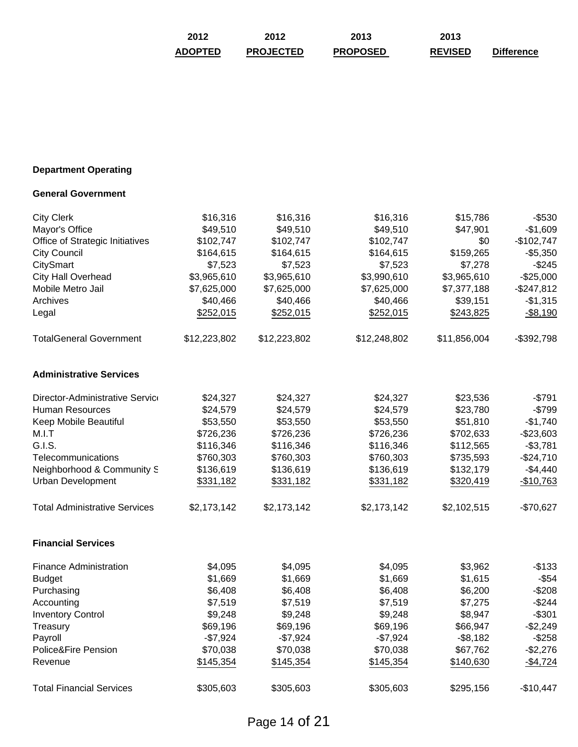| | 2012 ADOPTED | 2012 PROJECTED | 2013 PROPOSED | 2013 REVISED | Difference |
|---|---|---|---|---|---|
| **Department Operating** | | | | | |
| **General Government** | | | | | |
| City Clerk | $16,316 | $16,316 | $16,316 | $15,786 | -$530 |
| Mayor's Office | $49,510 | $49,510 | $49,510 | $47,901 | -$1,609 |
| Office of Strategic Initiatives | $102,747 | $102,747 | $102,747 | $0 | -$102,747 |
| City Council | $164,615 | $164,615 | $164,615 | $159,265 | -$5,350 |
| CitySmart | $7,523 | $7,523 | $7,523 | $7,278 | -$245 |
| City Hall Overhead | $3,965,610 | $3,965,610 | $3,990,610 | $3,965,610 | -$25,000 |
| Mobile Metro Jail | $7,625,000 | $7,625,000 | $7,625,000 | $7,377,188 | -$247,812 |
| Archives | $40,466 | $40,466 | $40,466 | $39,151 | -$1,315 |
| Legal | $252,015 | $252,015 | $252,015 | $243,825 | -$8,190 |
| TotalGeneral Government | $12,223,802 | $12,223,802 | $12,248,802 | $11,856,004 | -$392,798 |
| **Administrative Services** | | | | | |
| Director-Administrative Servic | $24,327 | $24,327 | $24,327 | $23,536 | -$791 |
| Human Resources | $24,579 | $24,579 | $24,579 | $23,780 | -$799 |
| Keep Mobile Beautiful | $53,550 | $53,550 | $53,550 | $51,810 | -$1,740 |
| M.I.T | $726,236 | $726,236 | $726,236 | $702,633 | -$23,603 |
| G.I.S. | $116,346 | $116,346 | $116,346 | $112,565 | -$3,781 |
| Telecommunications | $760,303 | $760,303 | $760,303 | $735,593 | -$24,710 |
| Neighborhood & Community S | $136,619 | $136,619 | $136,619 | $132,179 | -$4,440 |
| Urban Development | $331,182 | $331,182 | $331,182 | $320,419 | -$10,763 |
| Total Administrative Services | $2,173,142 | $2,173,142 | $2,173,142 | $2,102,515 | -$70,627 |
| **Financial Services** | | | | | |
| Finance Administration | $4,095 | $4,095 | $4,095 | $3,962 | -$133 |
| Budget | $1,669 | $1,669 | $1,669 | $1,615 | -$54 |
| Purchasing | $6,408 | $6,408 | $6,408 | $6,200 | -$208 |
| Accounting | $7,519 | $7,519 | $7,519 | $7,275 | -$244 |
| Inventory Control | $9,248 | $9,248 | $9,248 | $8,947 | -$301 |
| Treasury | $69,196 | $69,196 | $69,196 | $66,947 | -$2,249 |
| Payroll | -$7,924 | -$7,924 | -$7,924 | -$8,182 | -$258 |
| Police&Fire Pension | $70,038 | $70,038 | $70,038 | $67,762 | -$2,276 |
| Revenue | $145,354 | $145,354 | $145,354 | $140,630 | -$4,724 |
| Total Financial Services | $305,603 | $305,603 | $305,603 | $295,156 | -$10,447 |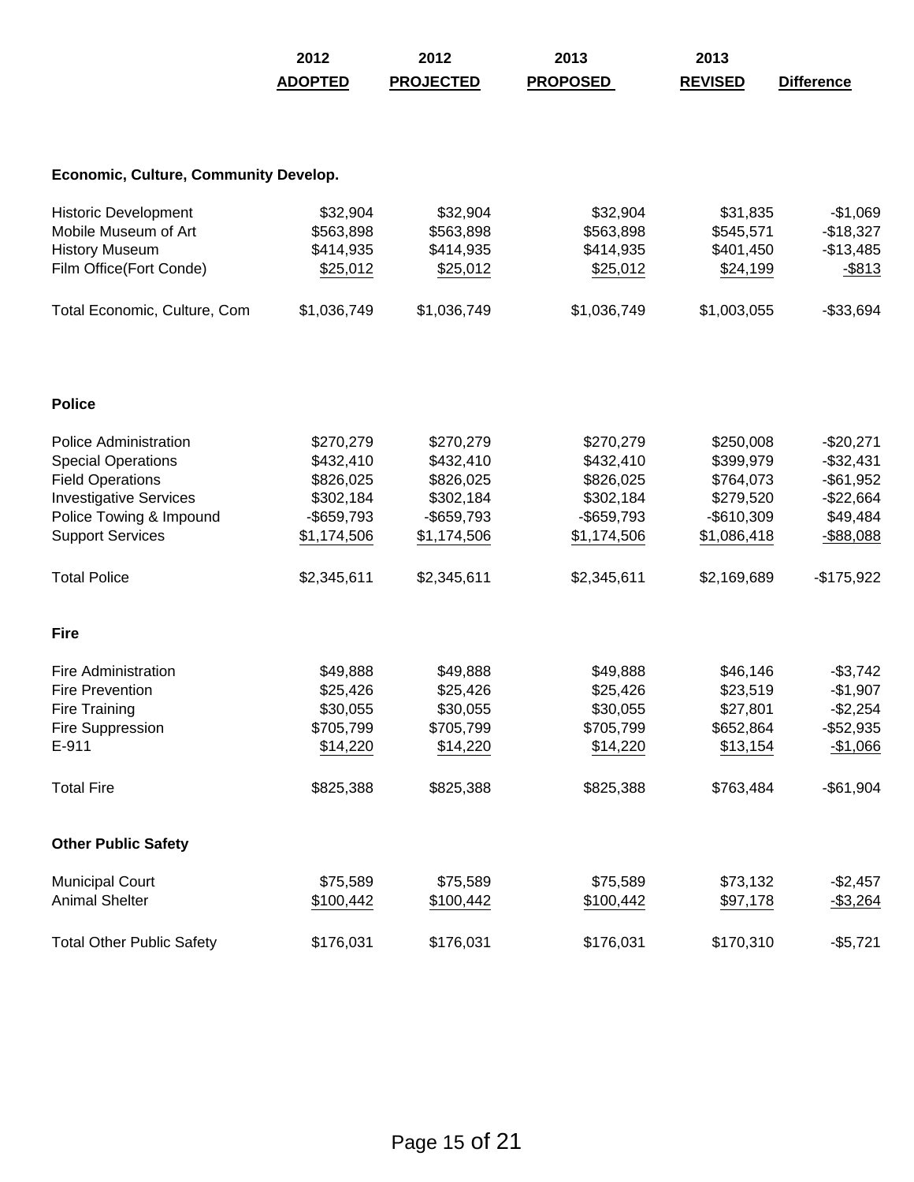| | 2012 ADOPTED | 2012 PROJECTED | 2013 PROPOSED | 2013 REVISED | Difference |
|---|---|---|---|---|---|
| **Economic, Culture, Community Develop.** | | | | | |
| Historic Development | $32,904 | $32,904 | $32,904 | $31,835 | -$1,069 |
| Mobile Museum of Art | $563,898 | $563,898 | $563,898 | $545,571 | -$18,327 |
| History Museum | $414,935 | $414,935 | $414,935 | $401,450 | -$13,485 |
| Film Office(Fort Conde) | $25,012 | $25,012 | $25,012 | $24,199 | -$813 |
| Total Economic, Culture, Com | $1,036,749 | $1,036,749 | $1,036,749 | $1,003,055 | -$33,694 |
| **Police** | | | | | |
| Police Administration | $270,279 | $270,279 | $270,279 | $250,008 | -$20,271 |
| Special Operations | $432,410 | $432,410 | $432,410 | $399,979 | -$32,431 |
| Field Operations | $826,025 | $826,025 | $826,025 | $764,073 | -$61,952 |
| Investigative Services | $302,184 | $302,184 | $302,184 | $279,520 | -$22,664 |
| Police Towing & Impound | -$659,793 | -$659,793 | -$659,793 | -$610,309 | $49,484 |
| Support Services | $1,174,506 | $1,174,506 | $1,174,506 | $1,086,418 | -$88,088 |
| Total Police | $2,345,611 | $2,345,611 | $2,345,611 | $2,169,689 | -$175,922 |
| **Fire** | | | | | |
| Fire Administration | $49,888 | $49,888 | $49,888 | $46,146 | -$3,742 |
| Fire Prevention | $25,426 | $25,426 | $25,426 | $23,519 | -$1,907 |
| Fire Training | $30,055 | $30,055 | $30,055 | $27,801 | -$2,254 |
| Fire Suppression | $705,799 | $705,799 | $705,799 | $652,864 | -$52,935 |
| E-911 | $14,220 | $14,220 | $14,220 | $13,154 | -$1,066 |
| Total Fire | $825,388 | $825,388 | $825,388 | $763,484 | -$61,904 |
| **Other Public Safety** | | | | | |
| Municipal Court | $75,589 | $75,589 | $75,589 | $73,132 | -$2,457 |
| Animal Shelter | $100,442 | $100,442 | $100,442 | $97,178 | -$3,264 |
| Total Other Public Safety | $176,031 | $176,031 | $176,031 | $170,310 | -$5,721 |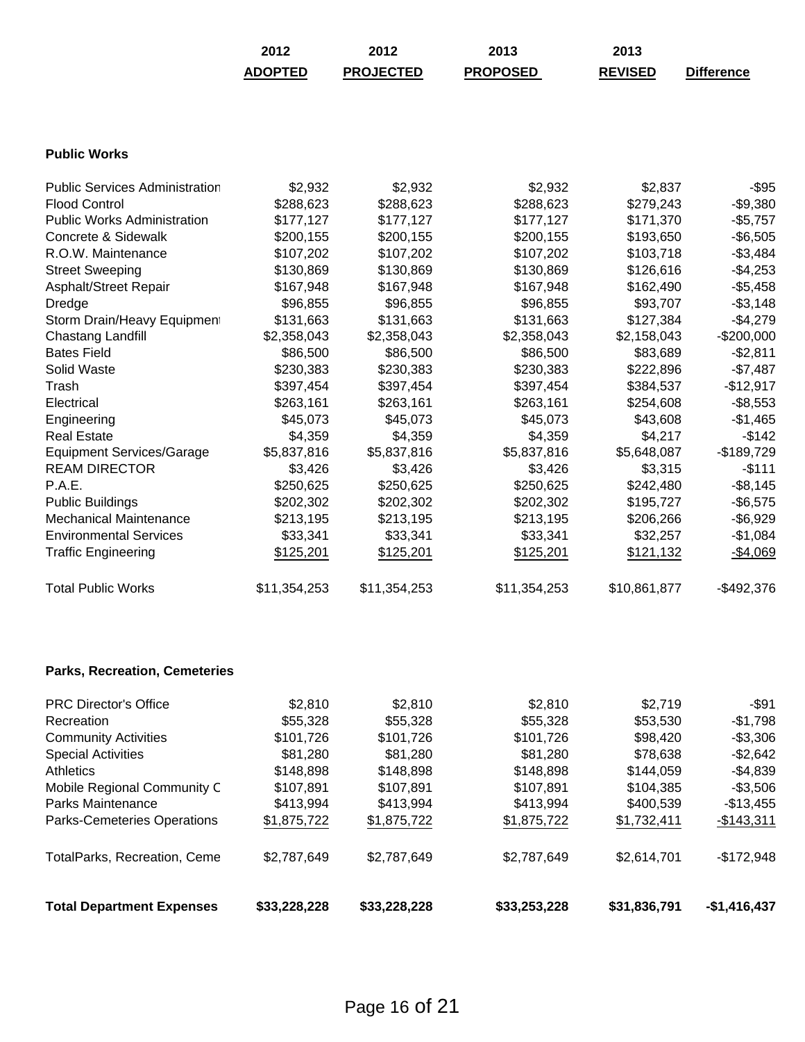| | 2012 ADOPTED | 2012 PROJECTED | 2013 PROPOSED | 2013 REVISED | Difference |
|---|---|---|---|---|---|
| **Public Works** | | | | | |
| Public Services Administration | $2,932 | $2,932 | $2,932 | $2,837 | -$95 |
| Flood Control | $288,623 | $288,623 | $288,623 | $279,243 | -$9,380 |
| Public Works Administration | $177,127 | $177,127 | $177,127 | $171,370 | -$5,757 |
| Concrete & Sidewalk | $200,155 | $200,155 | $200,155 | $193,650 | -$6,505 |
| R.O.W. Maintenance | $107,202 | $107,202 | $107,202 | $103,718 | -$3,484 |
| Street Sweeping | $130,869 | $130,869 | $130,869 | $126,616 | -$4,253 |
| Asphalt/Street Repair | $167,948 | $167,948 | $167,948 | $162,490 | -$5,458 |
| Dredge | $96,855 | $96,855 | $96,855 | $93,707 | -$3,148 |
| Storm Drain/Heavy Equipment | $131,663 | $131,663 | $131,663 | $127,384 | -$4,279 |
| Chastang Landfill | $2,358,043 | $2,358,043 | $2,358,043 | $2,158,043 | -$200,000 |
| Bates Field | $86,500 | $86,500 | $86,500 | $83,689 | -$2,811 |
| Solid Waste | $230,383 | $230,383 | $230,383 | $222,896 | -$7,487 |
| Trash | $397,454 | $397,454 | $397,454 | $384,537 | -$12,917 |
| Electrical | $263,161 | $263,161 | $263,161 | $254,608 | -$8,553 |
| Engineering | $45,073 | $45,073 | $45,073 | $43,608 | -$1,465 |
| Real Estate | $4,359 | $4,359 | $4,359 | $4,217 | -$142 |
| Equipment Services/Garage | $5,837,816 | $5,837,816 | $5,837,816 | $5,648,087 | -$189,729 |
| REAM DIRECTOR | $3,426 | $3,426 | $3,426 | $3,315 | -$111 |
| P.A.E. | $250,625 | $250,625 | $250,625 | $242,480 | -$8,145 |
| Public Buildings | $202,302 | $202,302 | $202,302 | $195,727 | -$6,575 |
| Mechanical Maintenance | $213,195 | $213,195 | $213,195 | $206,266 | -$6,929 |
| Environmental Services | $33,341 | $33,341 | $33,341 | $32,257 | -$1,084 |
| Traffic Engineering | $125,201 | $125,201 | $125,201 | $121,132 | -$4,069 |
| Total Public Works | $11,354,253 | $11,354,253 | $11,354,253 | $10,861,877 | -$492,376 |
| **Parks, Recreation, Cemeteries** | | | | | |
| PRC Director's Office | $2,810 | $2,810 | $2,810 | $2,719 | -$91 |
| Recreation | $55,328 | $55,328 | $55,328 | $53,530 | -$1,798 |
| Community Activities | $101,726 | $101,726 | $101,726 | $98,420 | -$3,306 |
| Special Activities | $81,280 | $81,280 | $81,280 | $78,638 | -$2,642 |
| Athletics | $148,898 | $148,898 | $148,898 | $144,059 | -$4,839 |
| Mobile Regional Community C | $107,891 | $107,891 | $107,891 | $104,385 | -$3,506 |
| Parks Maintenance | $413,994 | $413,994 | $413,994 | $400,539 | -$13,455 |
| Parks-Cemeteries Operations | $1,875,722 | $1,875,722 | $1,875,722 | $1,732,411 | -$143,311 |
| TotalParks, Recreation, Ceme | $2,787,649 | $2,787,649 | $2,787,649 | $2,614,701 | -$172,948 |
| **Total Department Expenses** | **$33,228,228** | **$33,228,228** | **$33,253,228** | **$31,836,791** | **-$1,416,437** |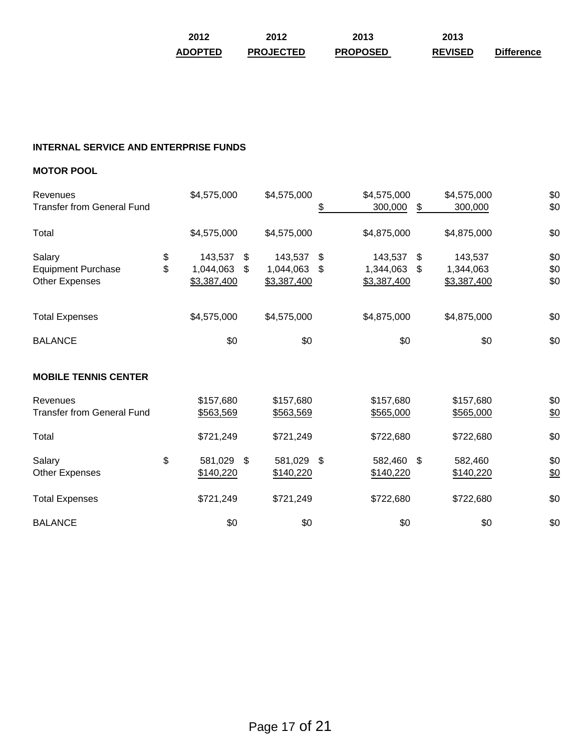| | 2012 ADOPTED | 2012 PROJECTED | 2013 PROPOSED | 2013 REVISED | Difference |
|---|---|---|---|---|---|

## INTERNAL SERVICE AND ENTERPRISE FUNDS

### MOTOR POOL

| | 2012 ADOPTED | 2012 PROJECTED | 2013 PROPOSED | 2013 REVISED | Difference |
|---|---|---|---|---|---|
| Revenues | $4,575,000 | $4,575,000 | $4,575,000 | $4,575,000 | $0 |
| Transfer from General Fund | | | $ 300,000 | $ 300,000 | $0 |
| Total | $4,575,000 | $4,575,000 | $4,875,000 | $4,875,000 | $0 |
| Salary | $ 143,537 | $ 143,537 | $ 143,537 | $ 143,537 | $0 |
| Equipment Purchase | $ 1,044,063 | $ 1,044,063 | $ 1,344,063 | $ 1,344,063 | $0 |
| Other Expenses | $3,387,400 | $3,387,400 | $3,387,400 | $3,387,400 | $0 |
| Total Expenses | $4,575,000 | $4,575,000 | $4,875,000 | $4,875,000 | $0 |
| BALANCE | $0 | $0 | $0 | $0 | $0 |

### MOBILE TENNIS CENTER

| | 2012 ADOPTED | 2012 PROJECTED | 2013 PROPOSED | 2013 REVISED | Difference |
|---|---|---|---|---|---|
| Revenues | $157,680 | $157,680 | $157,680 | $157,680 | $0 |
| Transfer from General Fund | $563,569 | $563,569 | $565,000 | $565,000 | $0 |
| Total | $721,249 | $721,249 | $722,680 | $722,680 | $0 |
| Salary | $ 581,029 | $ 581,029 | $ 582,460 | $ 582,460 | $0 |
| Other Expenses | $140,220 | $140,220 | $140,220 | $140,220 | $0 |
| Total Expenses | $721,249 | $721,249 | $722,680 | $722,680 | $0 |
| BALANCE | $0 | $0 | $0 | $0 | $0 |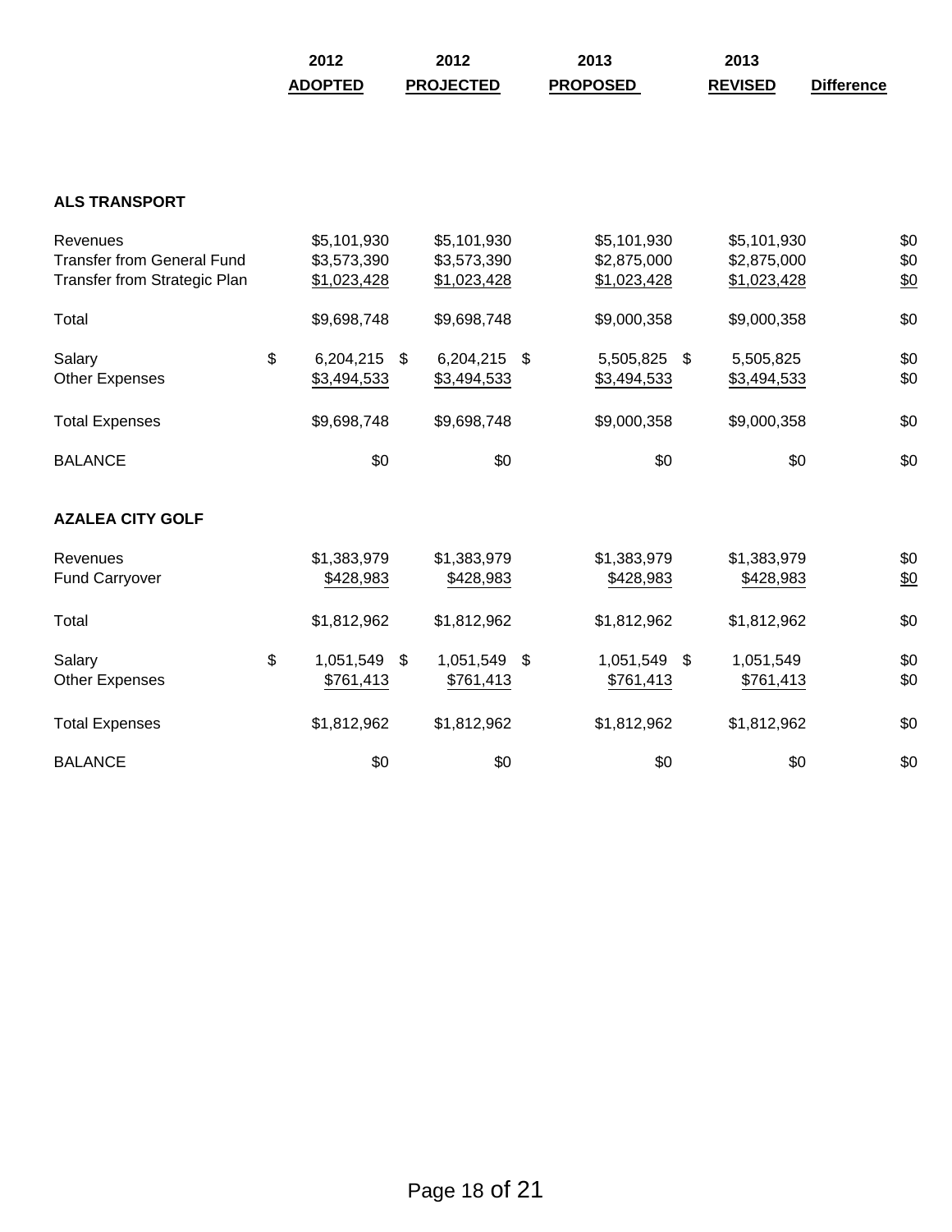| | 2012 ADOPTED | 2012 PROJECTED | 2013 PROPOSED | 2013 REVISED | Difference |
|---|---|---|---|---|---|
| **ALS TRANSPORT** | | | | | |
| Revenues | $5,101,930 | $5,101,930 | $5,101,930 | $5,101,930 | $0 |
| Transfer from General Fund | $3,573,390 | $3,573,390 | $2,875,000 | $2,875,000 | $0 |
| Transfer from Strategic Plan | $1,023,428 | $1,023,428 | $1,023,428 | $1,023,428 | $0 |
| Total | $9,698,748 | $9,698,748 | $9,000,358 | $9,000,358 | $0 |
| Salary | $ 6,204,215 | $ 6,204,215 | $ 5,505,825 | $ 5,505,825 | $0 |
| Other Expenses | $3,494,533 | $3,494,533 | $3,494,533 | $3,494,533 | $0 |
| Total Expenses | $9,698,748 | $9,698,748 | $9,000,358 | $9,000,358 | $0 |
| BALANCE | $0 | $0 | $0 | $0 | $0 |
| **AZALEA CITY GOLF** | | | | | |
| Revenues | $1,383,979 | $1,383,979 | $1,383,979 | $1,383,979 | $0 |
| Fund Carryover | $428,983 | $428,983 | $428,983 | $428,983 | $0 |
| Total | $1,812,962 | $1,812,962 | $1,812,962 | $1,812,962 | $0 |
| Salary | $ 1,051,549 | $ 1,051,549 | $ 1,051,549 | $ 1,051,549 | $0 |
| Other Expenses | $761,413 | $761,413 | $761,413 | $761,413 | $0 |
| Total Expenses | $1,812,962 | $1,812,962 | $1,812,962 | $1,812,962 | $0 |
| BALANCE | $0 | $0 | $0 | $0 | $0 |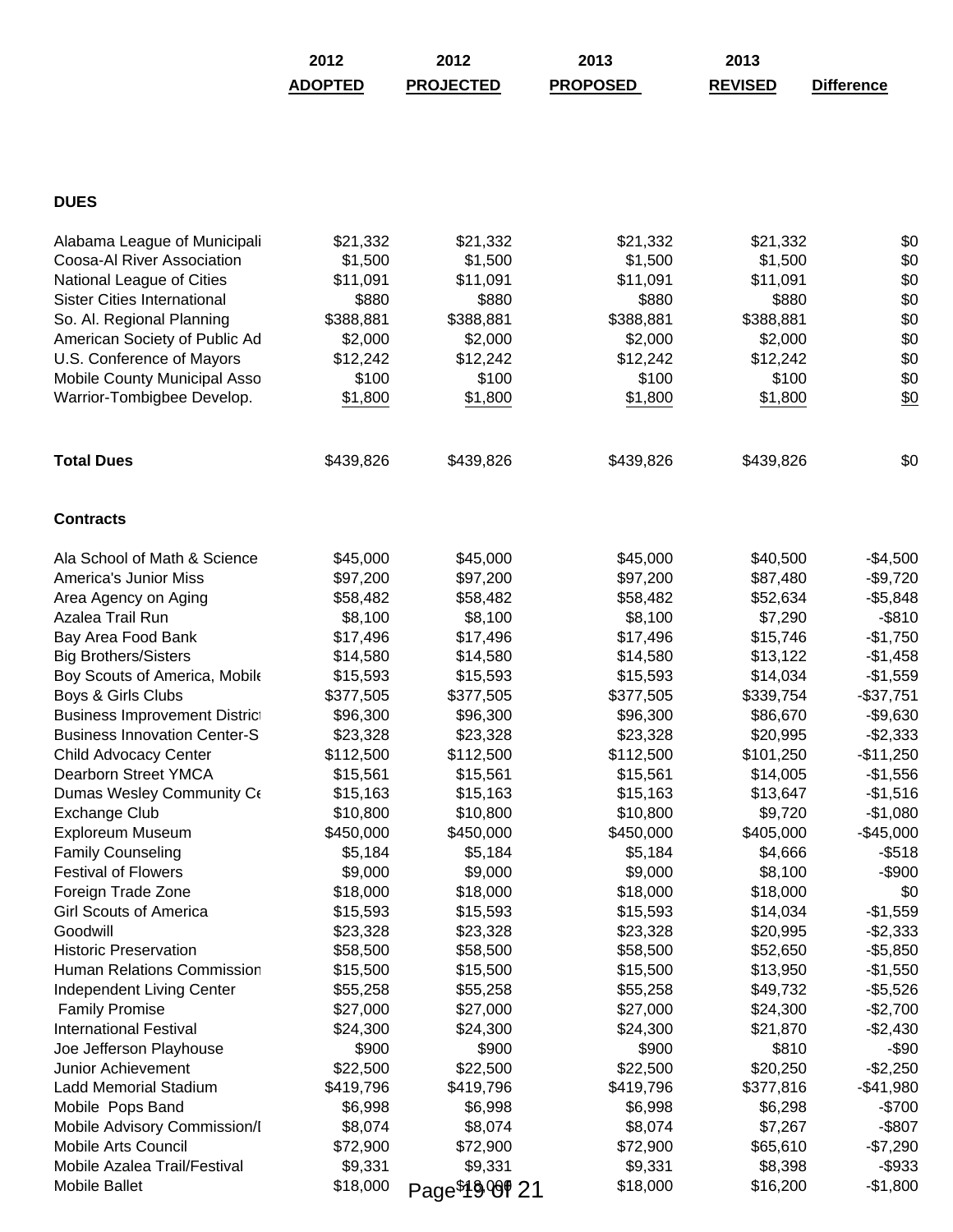| | 2012 ADOPTED | 2012 PROJECTED | 2013 PROPOSED | 2013 REVISED | Difference |
|---|---|---|---|---|---|
| **DUES** | | | | | |
| Alabama League of Municipali | $21,332 | $21,332 | $21,332 | $21,332 | $0 |
| Coosa-Al River Association | $1,500 | $1,500 | $1,500 | $1,500 | $0 |
| National League of Cities | $11,091 | $11,091 | $11,091 | $11,091 | $0 |
| Sister Cities International | $880 | $880 | $880 | $880 | $0 |
| So. Al. Regional Planning | $388,881 | $388,881 | $388,881 | $388,881 | $0 |
| American Society of Public Ad | $2,000 | $2,000 | $2,000 | $2,000 | $0 |
| U.S. Conference of Mayors | $12,242 | $12,242 | $12,242 | $12,242 | $0 |
| Mobile County Municipal Asso | $100 | $100 | $100 | $100 | $0 |
| Warrior-Tombigbee Develop. | $1,800 | $1,800 | $1,800 | $1,800 | $0 |
| **Total Dues** | $439,826 | $439,826 | $439,826 | $439,826 | $0 |
| **Contracts** | | | | | |
| Ala School of Math & Science | $45,000 | $45,000 | $45,000 | $40,500 | -$4,500 |
| America's Junior Miss | $97,200 | $97,200 | $97,200 | $87,480 | -$9,720 |
| Area Agency on Aging | $58,482 | $58,482 | $58,482 | $52,634 | -$5,848 |
| Azalea Trail Run | $8,100 | $8,100 | $8,100 | $7,290 | -$810 |
| Bay Area Food Bank | $17,496 | $17,496 | $17,496 | $15,746 | -$1,750 |
| Big Brothers/Sisters | $14,580 | $14,580 | $14,580 | $13,122 | -$1,458 |
| Boy Scouts of America, Mobile | $15,593 | $15,593 | $15,593 | $14,034 | -$1,559 |
| Boys & Girls Clubs | $377,505 | $377,505 | $377,505 | $339,754 | -$37,751 |
| Business Improvement District | $96,300 | $96,300 | $96,300 | $86,670 | -$9,630 |
| Business Innovation Center-S | $23,328 | $23,328 | $23,328 | $20,995 | -$2,333 |
| Child Advocacy Center | $112,500 | $112,500 | $112,500 | $101,250 | -$11,250 |
| Dearborn Street YMCA | $15,561 | $15,561 | $15,561 | $14,005 | -$1,556 |
| Dumas Wesley Community Ce | $15,163 | $15,163 | $15,163 | $13,647 | -$1,516 |
| Exchange Club | $10,800 | $10,800 | $10,800 | $9,720 | -$1,080 |
| Exploreum Museum | $450,000 | $450,000 | $450,000 | $405,000 | -$45,000 |
| Family Counseling | $5,184 | $5,184 | $5,184 | $4,666 | -$518 |
| Festival of Flowers | $9,000 | $9,000 | $9,000 | $8,100 | -$900 |
| Foreign Trade Zone | $18,000 | $18,000 | $18,000 | $18,000 | $0 |
| Girl Scouts of America | $15,593 | $15,593 | $15,593 | $14,034 | -$1,559 |
| Goodwill | $23,328 | $23,328 | $23,328 | $20,995 | -$2,333 |
| Historic Preservation | $58,500 | $58,500 | $58,500 | $52,650 | -$5,850 |
| Human Relations Commission | $15,500 | $15,500 | $15,500 | $13,950 | -$1,550 |
| Independent Living Center | $55,258 | $55,258 | $55,258 | $49,732 | -$5,526 |
| Family Promise | $27,000 | $27,000 | $27,000 | $24,300 | -$2,700 |
| International Festival | $24,300 | $24,300 | $24,300 | $21,870 | -$2,430 |
| Joe Jefferson Playhouse | $900 | $900 | $900 | $810 | -$90 |
| Junior Achievement | $22,500 | $22,500 | $22,500 | $20,250 | -$2,250 |
| Ladd Memorial Stadium | $419,796 | $419,796 | $419,796 | $377,816 | -$41,980 |
| Mobile Pops Band | $6,998 | $6,998 | $6,998 | $6,298 | -$700 |
| Mobile Advisory Commission/I | $8,074 | $8,074 | $8,074 | $7,267 | -$807 |
| Mobile Arts Council | $72,900 | $72,900 | $72,900 | $65,610 | -$7,290 |
| Mobile Azalea Trail/Festival | $9,331 | $9,331 | $9,331 | $8,398 | -$933 |
| Mobile Ballet | $18,000 | $18,000 | $18,000 | $16,200 | -$1,800 |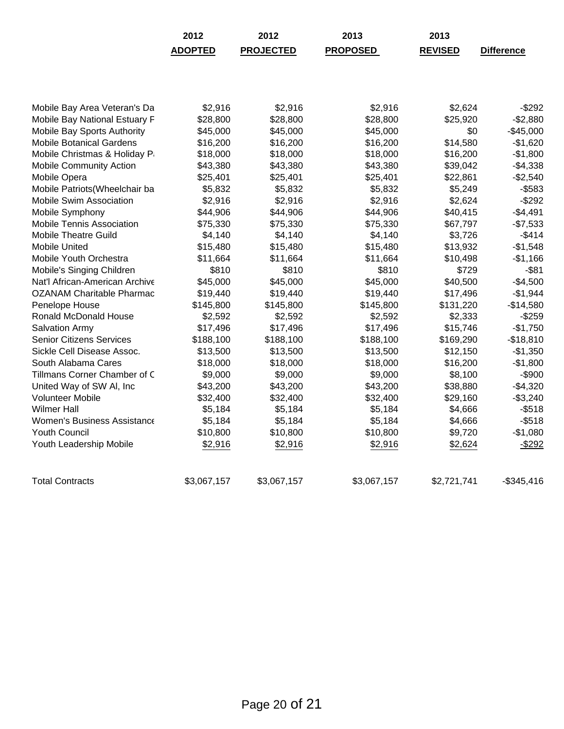| | 2012 ADOPTED | 2012 PROJECTED | 2013 PROPOSED | 2013 REVISED | Difference |
|---|---|---|---|---|---|
| Mobile Bay Area Veteran's Da | $2,916 | $2,916 | $2,916 | $2,624 | -$292 |
| Mobile Bay National Estuary F | $28,800 | $28,800 | $28,800 | $25,920 | -$2,880 |
| Mobile Bay Sports Authority | $45,000 | $45,000 | $45,000 | $0 | -$45,000 |
| Mobile Botanical Gardens | $16,200 | $16,200 | $16,200 | $14,580 | -$1,620 |
| Mobile Christmas & Holiday P | $18,000 | $18,000 | $18,000 | $16,200 | -$1,800 |
| Mobile Community Action | $43,380 | $43,380 | $43,380 | $39,042 | -$4,338 |
| Mobile Opera | $25,401 | $25,401 | $25,401 | $22,861 | -$2,540 |
| Mobile Patriots(Wheelchair ba | $5,832 | $5,832 | $5,832 | $5,249 | -$583 |
| Mobile Swim Association | $2,916 | $2,916 | $2,916 | $2,624 | -$292 |
| Mobile Symphony | $44,906 | $44,906 | $44,906 | $40,415 | -$4,491 |
| Mobile Tennis Association | $75,330 | $75,330 | $75,330 | $67,797 | -$7,533 |
| Mobile Theatre Guild | $4,140 | $4,140 | $4,140 | $3,726 | -$414 |
| Mobile United | $15,480 | $15,480 | $15,480 | $13,932 | -$1,548 |
| Mobile Youth Orchestra | $11,664 | $11,664 | $11,664 | $10,498 | -$1,166 |
| Mobile's Singing Children | $810 | $810 | $810 | $729 | -$81 |
| Nat'l African-American Archive | $45,000 | $45,000 | $45,000 | $40,500 | -$4,500 |
| OZANAM Charitable Pharmac | $19,440 | $19,440 | $19,440 | $17,496 | -$1,944 |
| Penelope House | $145,800 | $145,800 | $145,800 | $131,220 | -$14,580 |
| Ronald McDonald House | $2,592 | $2,592 | $2,592 | $2,333 | -$259 |
| Salvation Army | $17,496 | $17,496 | $17,496 | $15,746 | -$1,750 |
| Senior Citizens Services | $188,100 | $188,100 | $188,100 | $169,290 | -$18,810 |
| Sickle Cell Disease Assoc. | $13,500 | $13,500 | $13,500 | $12,150 | -$1,350 |
| South Alabama Cares | $18,000 | $18,000 | $18,000 | $16,200 | -$1,800 |
| Tillmans Corner Chamber of C | $9,000 | $9,000 | $9,000 | $8,100 | -$900 |
| United Way of SW Al, Inc | $43,200 | $43,200 | $43,200 | $38,880 | -$4,320 |
| Volunteer Mobile | $32,400 | $32,400 | $32,400 | $29,160 | -$3,240 |
| Wilmer Hall | $5,184 | $5,184 | $5,184 | $4,666 | -$518 |
| Women's Business Assistance | $5,184 | $5,184 | $5,184 | $4,666 | -$518 |
| Youth Council | $10,800 | $10,800 | $10,800 | $9,720 | -$1,080 |
| Youth Leadership Mobile | $2,916 | $2,916 | $2,916 | $2,624 | -$292 |
| Total Contracts | $3,067,157 | $3,067,157 | $3,067,157 | $2,721,741 | -$345,416 |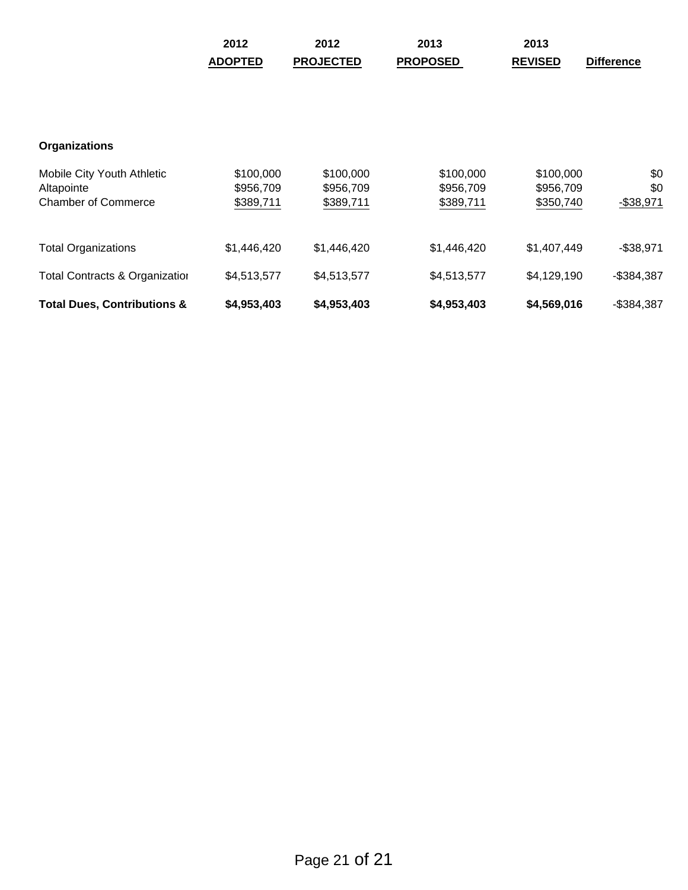| | 2012 ADOPTED | 2012 PROJECTED | 2013 PROPOSED | 2013 REVISED | Difference |
|---|---|---|---|---|---|
| **Organizations** | | | | | |
| Mobile City Youth Athletic | $100,000 | $100,000 | $100,000 | $100,000 | $0 |
| Altapointe | $956,709 | $956,709 | $956,709 | $956,709 | $0 |
| Chamber of Commerce | $389,711 | $389,711 | $389,711 | $350,740 | -$38,971 |
| Total Organizations | $1,446,420 | $1,446,420 | $1,446,420 | $1,407,449 | -$38,971 |
| Total Contracts & Organizatior | $4,513,577 | $4,513,577 | $4,513,577 | $4,129,190 | -$384,387 |
| **Total Dues, Contributions &** | **$4,953,403** | **$4,953,403** | **$4,953,403** | **$4,569,016** | -$384,387 |